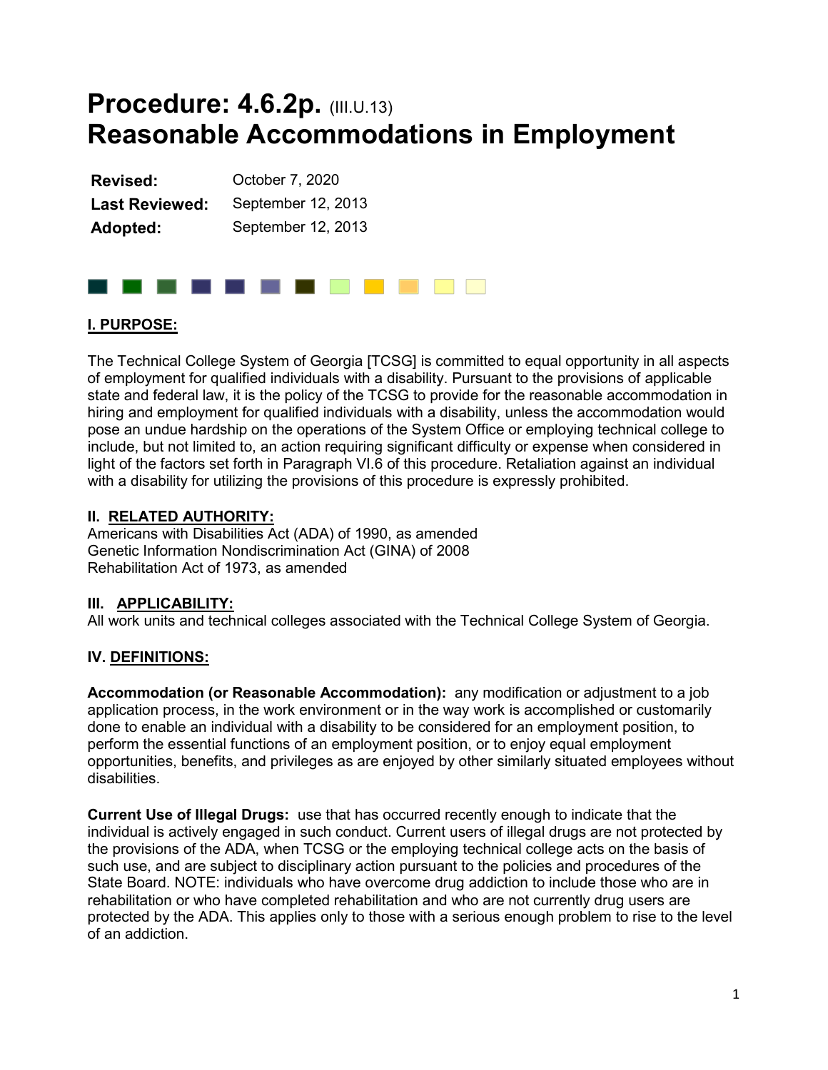# Procedure: 4.6.2p. (III.U.13)
# Reasonable Accommodations in Employment

| | |
|---|---|
| **Revised:** | October 7, 2020 |
| **Last Reviewed:** | September 12, 2013 |
| **Adopted:** | September 12, 2013 |

## I. PURPOSE:

The Technical College System of Georgia [TCSG] is committed to equal opportunity in all aspects of employment for qualified individuals with a disability. Pursuant to the provisions of applicable state and federal law, it is the policy of the TCSG to provide for the reasonable accommodation in hiring and employment for qualified individuals with a disability, unless the accommodation would pose an undue hardship on the operations of the System Office or employing technical college to include, but not limited to, an action requiring significant difficulty or expense when considered in light of the factors set forth in Paragraph VI.6 of this procedure. Retaliation against an individual with a disability for utilizing the provisions of this procedure is expressly prohibited.

## II. RELATED AUTHORITY:

Americans with Disabilities Act (ADA) of 1990, as amended
Genetic Information Nondiscrimination Act (GINA) of 2008
Rehabilitation Act of 1973, as amended

## III. APPLICABILITY:

All work units and technical colleges associated with the Technical College System of Georgia.

## IV. DEFINITIONS:

**Accommodation (or Reasonable Accommodation):** any modification or adjustment to a job application process, in the work environment or in the way work is accomplished or customarily done to enable an individual with a disability to be considered for an employment position, to perform the essential functions of an employment position, or to enjoy equal employment opportunities, benefits, and privileges as are enjoyed by other similarly situated employees without disabilities.

**Current Use of Illegal Drugs:** use that has occurred recently enough to indicate that the individual is actively engaged in such conduct. Current users of illegal drugs are not protected by the provisions of the ADA, when TCSG or the employing technical college acts on the basis of such use, and are subject to disciplinary action pursuant to the policies and procedures of the State Board. NOTE: individuals who have overcome drug addiction to include those who are in rehabilitation or who have completed rehabilitation and who are not currently drug users are protected by the ADA. This applies only to those with a serious enough problem to rise to the level of an addiction.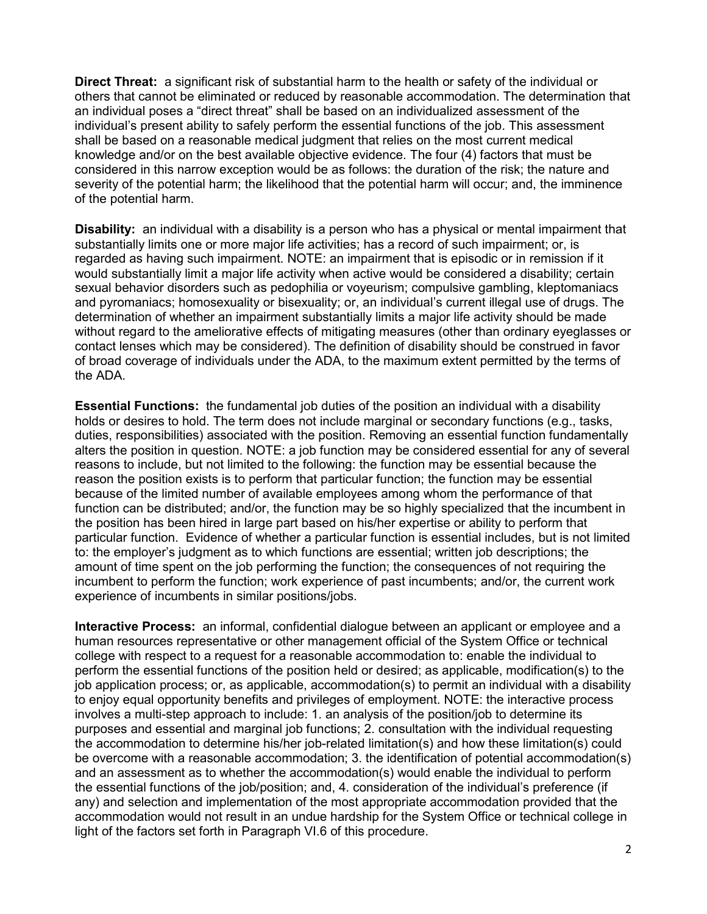**Direct Threat:** a significant risk of substantial harm to the health or safety of the individual or others that cannot be eliminated or reduced by reasonable accommodation. The determination that an individual poses a "direct threat" shall be based on an individualized assessment of the individual's present ability to safely perform the essential functions of the job. This assessment shall be based on a reasonable medical judgment that relies on the most current medical knowledge and/or on the best available objective evidence. The four (4) factors that must be considered in this narrow exception would be as follows: the duration of the risk; the nature and severity of the potential harm; the likelihood that the potential harm will occur; and, the imminence of the potential harm.

**Disability:** an individual with a disability is a person who has a physical or mental impairment that substantially limits one or more major life activities; has a record of such impairment; or, is regarded as having such impairment. NOTE: an impairment that is episodic or in remission if it would substantially limit a major life activity when active would be considered a disability; certain sexual behavior disorders such as pedophilia or voyeurism; compulsive gambling, kleptomaniacs and pyromaniacs; homosexuality or bisexuality; or, an individual's current illegal use of drugs. The determination of whether an impairment substantially limits a major life activity should be made without regard to the ameliorative effects of mitigating measures (other than ordinary eyeglasses or contact lenses which may be considered). The definition of disability should be construed in favor of broad coverage of individuals under the ADA, to the maximum extent permitted by the terms of the ADA.

**Essential Functions:** the fundamental job duties of the position an individual with a disability holds or desires to hold. The term does not include marginal or secondary functions (e.g., tasks, duties, responsibilities) associated with the position. Removing an essential function fundamentally alters the position in question. NOTE: a job function may be considered essential for any of several reasons to include, but not limited to the following: the function may be essential because the reason the position exists is to perform that particular function; the function may be essential because of the limited number of available employees among whom the performance of that function can be distributed; and/or, the function may be so highly specialized that the incumbent in the position has been hired in large part based on his/her expertise or ability to perform that particular function. Evidence of whether a particular function is essential includes, but is not limited to: the employer's judgment as to which functions are essential; written job descriptions; the amount of time spent on the job performing the function; the consequences of not requiring the incumbent to perform the function; work experience of past incumbents; and/or, the current work experience of incumbents in similar positions/jobs.

**Interactive Process:** an informal, confidential dialogue between an applicant or employee and a human resources representative or other management official of the System Office or technical college with respect to a request for a reasonable accommodation to: enable the individual to perform the essential functions of the position held or desired; as applicable, modification(s) to the job application process; or, as applicable, accommodation(s) to permit an individual with a disability to enjoy equal opportunity benefits and privileges of employment. NOTE: the interactive process involves a multi-step approach to include: 1. an analysis of the position/job to determine its purposes and essential and marginal job functions; 2. consultation with the individual requesting the accommodation to determine his/her job-related limitation(s) and how these limitation(s) could be overcome with a reasonable accommodation; 3. the identification of potential accommodation(s) and an assessment as to whether the accommodation(s) would enable the individual to perform the essential functions of the job/position; and, 4. consideration of the individual's preference (if any) and selection and implementation of the most appropriate accommodation provided that the accommodation would not result in an undue hardship for the System Office or technical college in light of the factors set forth in Paragraph VI.6 of this procedure.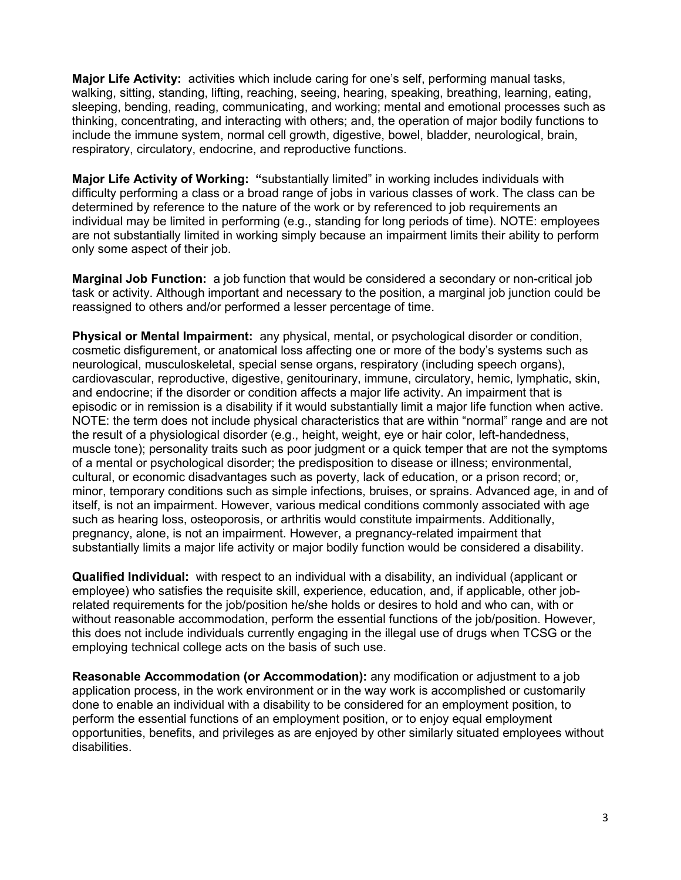**Major Life Activity:** activities which include caring for one's self, performing manual tasks, walking, sitting, standing, lifting, reaching, seeing, hearing, speaking, breathing, learning, eating, sleeping, bending, reading, communicating, and working; mental and emotional processes such as thinking, concentrating, and interacting with others; and, the operation of major bodily functions to include the immune system, normal cell growth, digestive, bowel, bladder, neurological, brain, respiratory, circulatory, endocrine, and reproductive functions.

**Major Life Activity of Working:** "substantially limited" in working includes individuals with difficulty performing a class or a broad range of jobs in various classes of work. The class can be determined by reference to the nature of the work or by referenced to job requirements an individual may be limited in performing (e.g., standing for long periods of time). NOTE: employees are not substantially limited in working simply because an impairment limits their ability to perform only some aspect of their job.

**Marginal Job Function:** a job function that would be considered a secondary or non-critical job task or activity. Although important and necessary to the position, a marginal job junction could be reassigned to others and/or performed a lesser percentage of time.

**Physical or Mental Impairment:** any physical, mental, or psychological disorder or condition, cosmetic disfigurement, or anatomical loss affecting one or more of the body's systems such as neurological, musculoskeletal, special sense organs, respiratory (including speech organs), cardiovascular, reproductive, digestive, genitourinary, immune, circulatory, hemic, lymphatic, skin, and endocrine; if the disorder or condition affects a major life activity. An impairment that is episodic or in remission is a disability if it would substantially limit a major life function when active. NOTE: the term does not include physical characteristics that are within "normal" range and are not the result of a physiological disorder (e.g., height, weight, eye or hair color, left-handedness, muscle tone); personality traits such as poor judgment or a quick temper that are not the symptoms of a mental or psychological disorder; the predisposition to disease or illness; environmental, cultural, or economic disadvantages such as poverty, lack of education, or a prison record; or, minor, temporary conditions such as simple infections, bruises, or sprains. Advanced age, in and of itself, is not an impairment. However, various medical conditions commonly associated with age such as hearing loss, osteoporosis, or arthritis would constitute impairments. Additionally, pregnancy, alone, is not an impairment. However, a pregnancy-related impairment that substantially limits a major life activity or major bodily function would be considered a disability.

**Qualified Individual:** with respect to an individual with a disability, an individual (applicant or employee) who satisfies the requisite skill, experience, education, and, if applicable, other job-related requirements for the job/position he/she holds or desires to hold and who can, with or without reasonable accommodation, perform the essential functions of the job/position. However, this does not include individuals currently engaging in the illegal use of drugs when TCSG or the employing technical college acts on the basis of such use.

**Reasonable Accommodation (or Accommodation):** any modification or adjustment to a job application process, in the work environment or in the way work is accomplished or customarily done to enable an individual with a disability to be considered for an employment position, to perform the essential functions of an employment position, or to enjoy equal employment opportunities, benefits, and privileges as are enjoyed by other similarly situated employees without disabilities.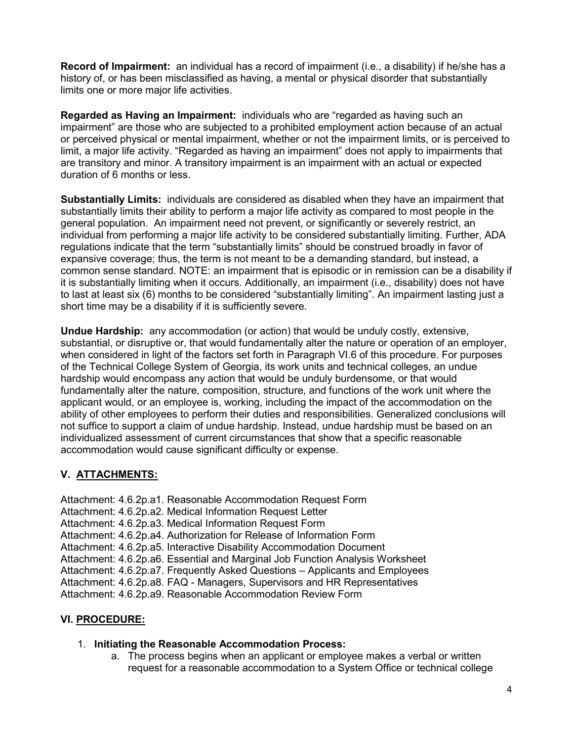**Record of Impairment:** an individual has a record of impairment (i.e., a disability) if he/she has a history of, or has been misclassified as having, a mental or physical disorder that substantially limits one or more major life activities.

**Regarded as Having an Impairment:** individuals who are "regarded as having such an impairment" are those who are subjected to a prohibited employment action because of an actual or perceived physical or mental impairment, whether or not the impairment limits, or is perceived to limit, a major life activity. "Regarded as having an impairment" does not apply to impairments that are transitory and minor. A transitory impairment is an impairment with an actual or expected duration of 6 months or less.

**Substantially Limits:** individuals are considered as disabled when they have an impairment that substantially limits their ability to perform a major life activity as compared to most people in the general population. An impairment need not prevent, or significantly or severely restrict, an individual from performing a major life activity to be considered substantially limiting. Further, ADA regulations indicate that the term "substantially limits" should be construed broadly in favor of expansive coverage; thus, the term is not meant to be a demanding standard, but instead, a common sense standard. NOTE: an impairment that is episodic or in remission can be a disability if it is substantially limiting when it occurs. Additionally, an impairment (i.e., disability) does not have to last at least six (6) months to be considered "substantially limiting". An impairment lasting just a short time may be a disability if it is sufficiently severe.

**Undue Hardship:** any accommodation (or action) that would be unduly costly, extensive, substantial, or disruptive or, that would fundamentally alter the nature or operation of an employer, when considered in light of the factors set forth in Paragraph VI.6 of this procedure. For purposes of the Technical College System of Georgia, its work units and technical colleges, an undue hardship would encompass any action that would be unduly burdensome, or that would fundamentally alter the nature, composition, structure, and functions of the work unit where the applicant would, or an employee is, working, including the impact of the accommodation on the ability of other employees to perform their duties and responsibilities. Generalized conclusions will not suffice to support a claim of undue hardship. Instead, undue hardship must be based on an individualized assessment of current circumstances that show that a specific reasonable accommodation would cause significant difficulty or expense.

## V. ATTACHMENTS:

Attachment: 4.6.2p.a1. Reasonable Accommodation Request Form
Attachment: 4.6.2p.a2. Medical Information Request Letter
Attachment: 4.6.2p.a3. Medical Information Request Form
Attachment: 4.6.2p.a4. Authorization for Release of Information Form
Attachment: 4.6.2p.a5. Interactive Disability Accommodation Document
Attachment: 4.6.2p.a6. Essential and Marginal Job Function Analysis Worksheet
Attachment: 4.6.2p.a7. Frequently Asked Questions – Applicants and Employees
Attachment: 4.6.2p.a8. FAQ - Managers, Supervisors and HR Representatives
Attachment: 4.6.2p.a9. Reasonable Accommodation Review Form

## VI. PROCEDURE:

1. **Initiating the Reasonable Accommodation Process:**
   a. The process begins when an applicant or employee makes a verbal or written request for a reasonable accommodation to a System Office or technical college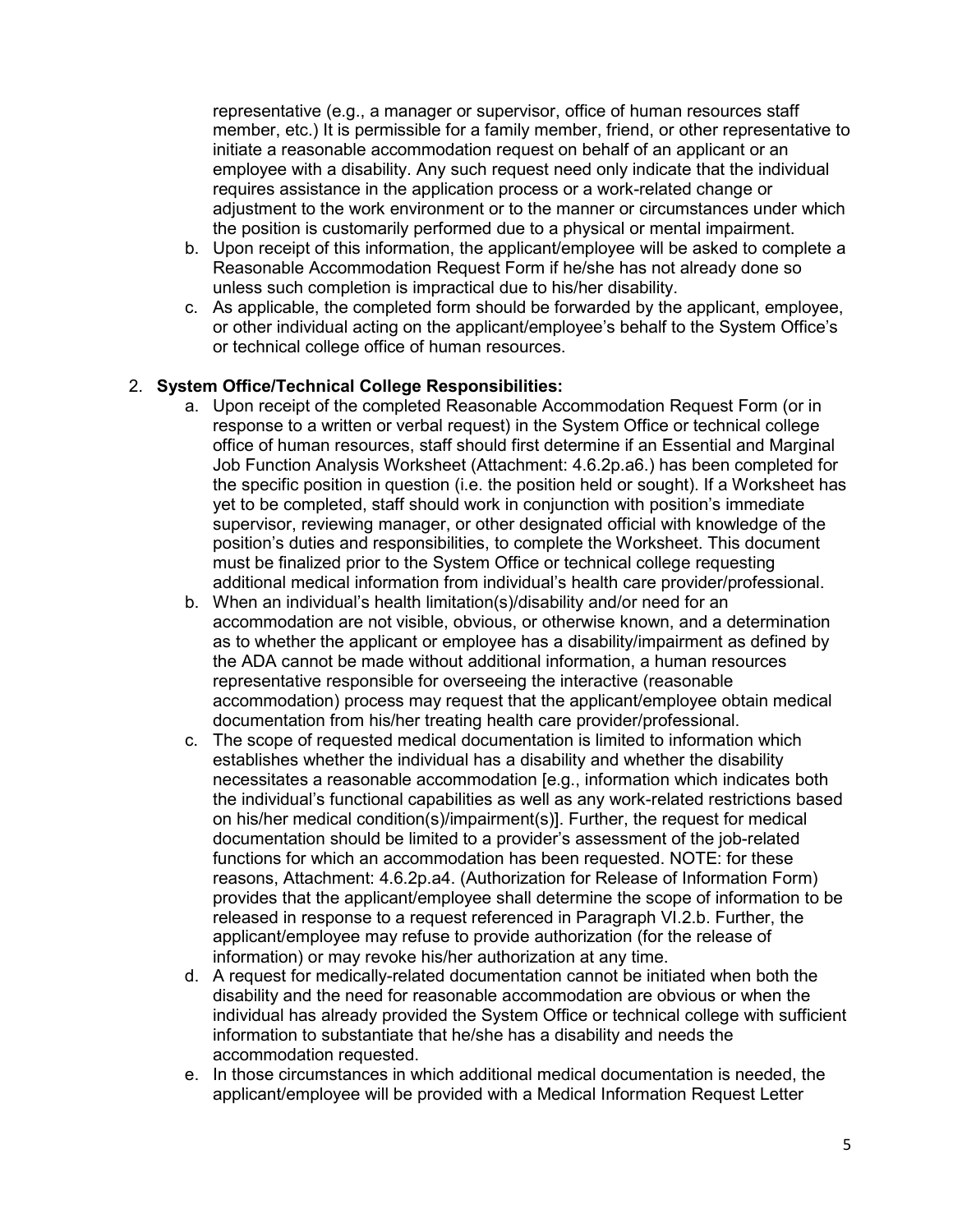representative (e.g., a manager or supervisor, office of human resources staff member, etc.) It is permissible for a family member, friend, or other representative to initiate a reasonable accommodation request on behalf of an applicant or an employee with a disability. Any such request need only indicate that the individual requires assistance in the application process or a work-related change or adjustment to the work environment or to the manner or circumstances under which the position is customarily performed due to a physical or mental impairment.

b. Upon receipt of this information, the applicant/employee will be asked to complete a Reasonable Accommodation Request Form if he/she has not already done so unless such completion is impractical due to his/her disability.

c. As applicable, the completed form should be forwarded by the applicant, employee, or other individual acting on the applicant/employee's behalf to the System Office's or technical college office of human resources.

2. **System Office/Technical College Responsibilities:**

   a. Upon receipt of the completed Reasonable Accommodation Request Form (or in response to a written or verbal request) in the System Office or technical college office of human resources, staff should first determine if an Essential and Marginal Job Function Analysis Worksheet (Attachment: 4.6.2p.a6.) has been completed for the specific position in question (i.e. the position held or sought). If a Worksheet has yet to be completed, staff should work in conjunction with position's immediate supervisor, reviewing manager, or other designated official with knowledge of the position's duties and responsibilities, to complete the Worksheet. This document must be finalized prior to the System Office or technical college requesting additional medical information from individual's health care provider/professional.

   b. When an individual's health limitation(s)/disability and/or need for an accommodation are not visible, obvious, or otherwise known, and a determination as to whether the applicant or employee has a disability/impairment as defined by the ADA cannot be made without additional information, a human resources representative responsible for overseeing the interactive (reasonable accommodation) process may request that the applicant/employee obtain medical documentation from his/her treating health care provider/professional.

   c. The scope of requested medical documentation is limited to information which establishes whether the individual has a disability and whether the disability necessitates a reasonable accommodation [e.g., information which indicates both the individual's functional capabilities as well as any work-related restrictions based on his/her medical condition(s)/impairment(s)]. Further, the request for medical documentation should be limited to a provider's assessment of the job-related functions for which an accommodation has been requested. NOTE: for these reasons, Attachment: 4.6.2p.a4. (Authorization for Release of Information Form) provides that the applicant/employee shall determine the scope of information to be released in response to a request referenced in Paragraph VI.2.b. Further, the applicant/employee may refuse to provide authorization (for the release of information) or may revoke his/her authorization at any time.

   d. A request for medically-related documentation cannot be initiated when both the disability and the need for reasonable accommodation are obvious or when the individual has already provided the System Office or technical college with sufficient information to substantiate that he/she has a disability and needs the accommodation requested.

   e. In those circumstances in which additional medical documentation is needed, the applicant/employee will be provided with a Medical Information Request Letter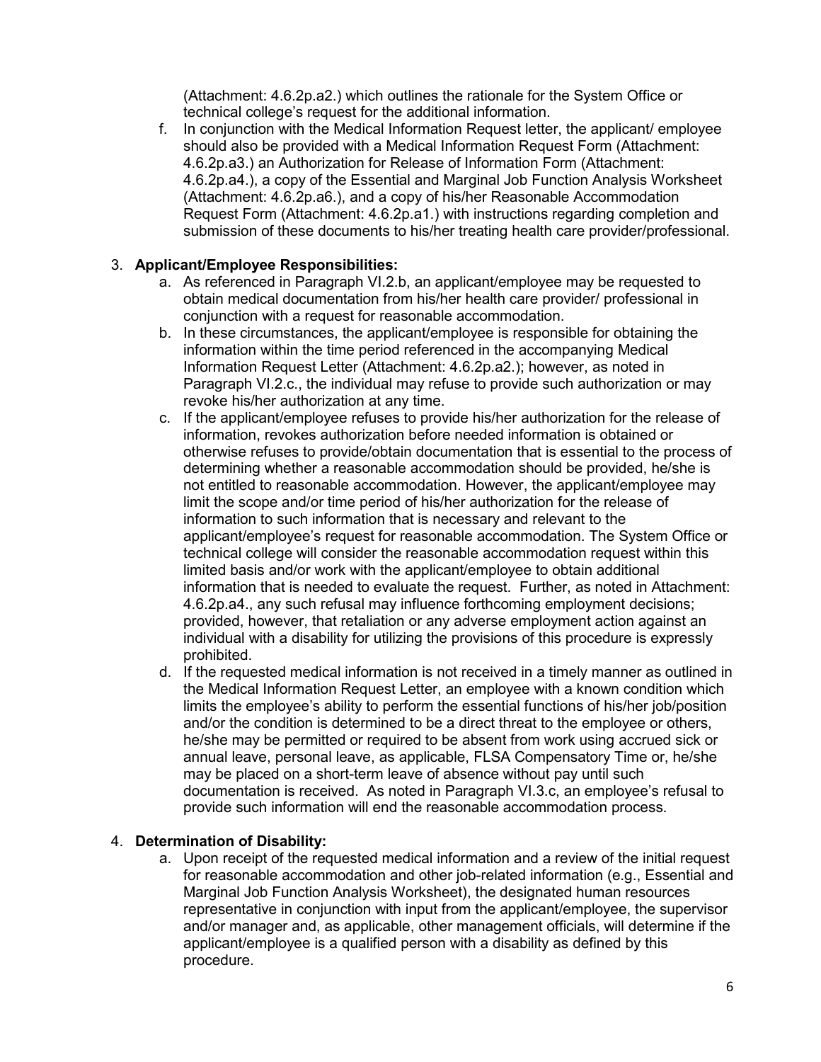(Attachment: 4.6.2p.a2.) which outlines the rationale for the System Office or technical college's request for the additional information.

f. In conjunction with the Medical Information Request letter, the applicant/ employee should also be provided with a Medical Information Request Form (Attachment: 4.6.2p.a3.) an Authorization for Release of Information Form (Attachment: 4.6.2p.a4.), a copy of the Essential and Marginal Job Function Analysis Worksheet (Attachment: 4.6.2p.a6.), and a copy of his/her Reasonable Accommodation Request Form (Attachment: 4.6.2p.a1.) with instructions regarding completion and submission of these documents to his/her treating health care provider/professional.

3. **Applicant/Employee Responsibilities:**
   a. As referenced in Paragraph VI.2.b, an applicant/employee may be requested to obtain medical documentation from his/her health care provider/ professional in conjunction with a request for reasonable accommodation.
   b. In these circumstances, the applicant/employee is responsible for obtaining the information within the time period referenced in the accompanying Medical Information Request Letter (Attachment: 4.6.2p.a2.); however, as noted in Paragraph VI.2.c., the individual may refuse to provide such authorization or may revoke his/her authorization at any time.
   c. If the applicant/employee refuses to provide his/her authorization for the release of information, revokes authorization before needed information is obtained or otherwise refuses to provide/obtain documentation that is essential to the process of determining whether a reasonable accommodation should be provided, he/she is not entitled to reasonable accommodation. However, the applicant/employee may limit the scope and/or time period of his/her authorization for the release of information to such information that is necessary and relevant to the applicant/employee's request for reasonable accommodation. The System Office or technical college will consider the reasonable accommodation request within this limited basis and/or work with the applicant/employee to obtain additional information that is needed to evaluate the request. Further, as noted in Attachment: 4.6.2p.a4., any such refusal may influence forthcoming employment decisions; provided, however, that retaliation or any adverse employment action against an individual with a disability for utilizing the provisions of this procedure is expressly prohibited.
   d. If the requested medical information is not received in a timely manner as outlined in the Medical Information Request Letter, an employee with a known condition which limits the employee's ability to perform the essential functions of his/her job/position and/or the condition is determined to be a direct threat to the employee or others, he/she may be permitted or required to be absent from work using accrued sick or annual leave, personal leave, as applicable, FLSA Compensatory Time or, he/she may be placed on a short-term leave of absence without pay until such documentation is received. As noted in Paragraph VI.3.c, an employee's refusal to provide such information will end the reasonable accommodation process.

4. **Determination of Disability:**
   a. Upon receipt of the requested medical information and a review of the initial request for reasonable accommodation and other job-related information (e.g., Essential and Marginal Job Function Analysis Worksheet), the designated human resources representative in conjunction with input from the applicant/employee, the supervisor and/or manager and, as applicable, other management officials, will determine if the applicant/employee is a qualified person with a disability as defined by this procedure.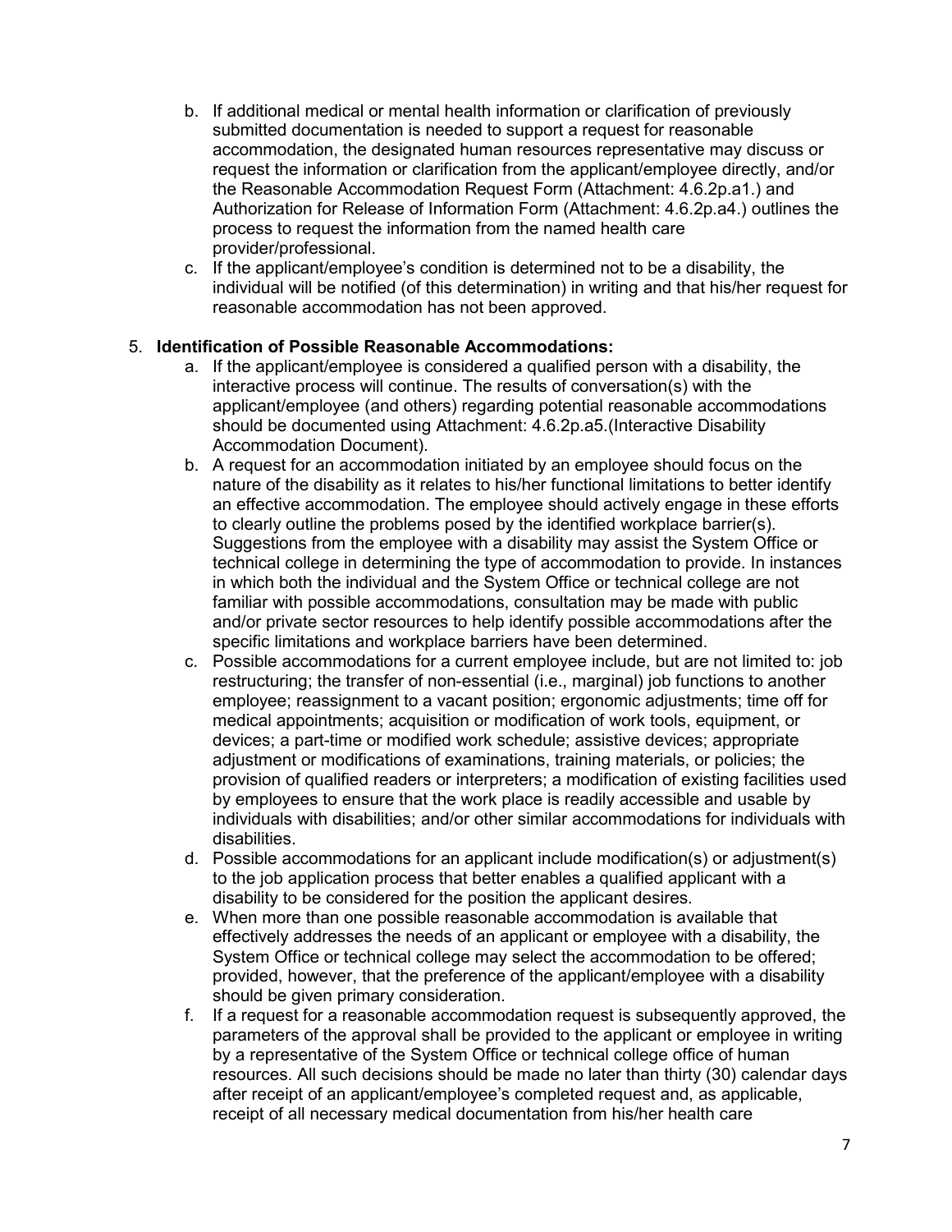b. If additional medical or mental health information or clarification of previously submitted documentation is needed to support a request for reasonable accommodation, the designated human resources representative may discuss or request the information or clarification from the applicant/employee directly, and/or the Reasonable Accommodation Request Form (Attachment: 4.6.2p.a1.) and Authorization for Release of Information Form (Attachment: 4.6.2p.a4.) outlines the process to request the information from the named health care provider/professional.

c. If the applicant/employee's condition is determined not to be a disability, the individual will be notified (of this determination) in writing and that his/her request for reasonable accommodation has not been approved.

5. **Identification of Possible Reasonable Accommodations:**

   a. If the applicant/employee is considered a qualified person with a disability, the interactive process will continue. The results of conversation(s) with the applicant/employee (and others) regarding potential reasonable accommodations should be documented using Attachment: 4.6.2p.a5.(Interactive Disability Accommodation Document).

   b. A request for an accommodation initiated by an employee should focus on the nature of the disability as it relates to his/her functional limitations to better identify an effective accommodation. The employee should actively engage in these efforts to clearly outline the problems posed by the identified workplace barrier(s). Suggestions from the employee with a disability may assist the System Office or technical college in determining the type of accommodation to provide. In instances in which both the individual and the System Office or technical college are not familiar with possible accommodations, consultation may be made with public and/or private sector resources to help identify possible accommodations after the specific limitations and workplace barriers have been determined.

   c. Possible accommodations for a current employee include, but are not limited to: job restructuring; the transfer of non-essential (i.e., marginal) job functions to another employee; reassignment to a vacant position; ergonomic adjustments; time off for medical appointments; acquisition or modification of work tools, equipment, or devices; a part-time or modified work schedule; assistive devices; appropriate adjustment or modifications of examinations, training materials, or policies; the provision of qualified readers or interpreters; a modification of existing facilities used by employees to ensure that the work place is readily accessible and usable by individuals with disabilities; and/or other similar accommodations for individuals with disabilities.

   d. Possible accommodations for an applicant include modification(s) or adjustment(s) to the job application process that better enables a qualified applicant with a disability to be considered for the position the applicant desires.

   e. When more than one possible reasonable accommodation is available that effectively addresses the needs of an applicant or employee with a disability, the System Office or technical college may select the accommodation to be offered; provided, however, that the preference of the applicant/employee with a disability should be given primary consideration.

   f. If a request for a reasonable accommodation request is subsequently approved, the parameters of the approval shall be provided to the applicant or employee in writing by a representative of the System Office or technical college office of human resources. All such decisions should be made no later than thirty (30) calendar days after receipt of an applicant/employee's completed request and, as applicable, receipt of all necessary medical documentation from his/her health care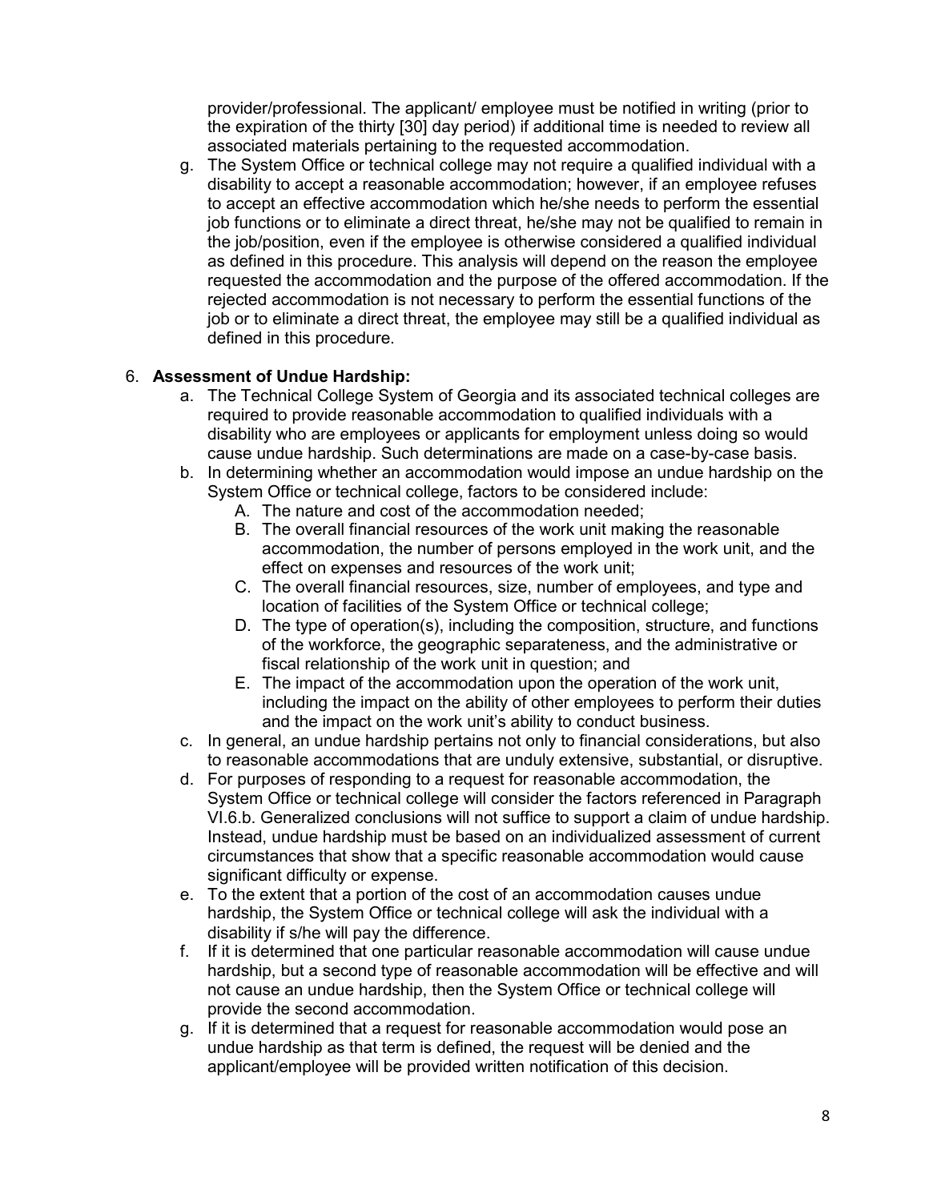provider/professional. The applicant/ employee must be notified in writing (prior to the expiration of the thirty [30] day period) if additional time is needed to review all associated materials pertaining to the requested accommodation.

g. The System Office or technical college may not require a qualified individual with a disability to accept a reasonable accommodation; however, if an employee refuses to accept an effective accommodation which he/she needs to perform the essential job functions or to eliminate a direct threat, he/she may not be qualified to remain in the job/position, even if the employee is otherwise considered a qualified individual as defined in this procedure. This analysis will depend on the reason the employee requested the accommodation and the purpose of the offered accommodation. If the rejected accommodation is not necessary to perform the essential functions of the job or to eliminate a direct threat, the employee may still be a qualified individual as defined in this procedure.

6. **Assessment of Undue Hardship:**

   a. The Technical College System of Georgia and its associated technical colleges are required to provide reasonable accommodation to qualified individuals with a disability who are employees or applicants for employment unless doing so would cause undue hardship. Such determinations are made on a case-by-case basis.

   b. In determining whether an accommodation would impose an undue hardship on the System Office or technical college, factors to be considered include:

      A. The nature and cost of the accommodation needed;
      B. The overall financial resources of the work unit making the reasonable accommodation, the number of persons employed in the work unit, and the effect on expenses and resources of the work unit;
      C. The overall financial resources, size, number of employees, and type and location of facilities of the System Office or technical college;
      D. The type of operation(s), including the composition, structure, and functions of the workforce, the geographic separateness, and the administrative or fiscal relationship of the work unit in question; and
      E. The impact of the accommodation upon the operation of the work unit, including the impact on the ability of other employees to perform their duties and the impact on the work unit's ability to conduct business.

   c. In general, an undue hardship pertains not only to financial considerations, but also to reasonable accommodations that are unduly extensive, substantial, or disruptive.

   d. For purposes of responding to a request for reasonable accommodation, the System Office or technical college will consider the factors referenced in Paragraph VI.6.b. Generalized conclusions will not suffice to support a claim of undue hardship. Instead, undue hardship must be based on an individualized assessment of current circumstances that show that a specific reasonable accommodation would cause significant difficulty or expense.

   e. To the extent that a portion of the cost of an accommodation causes undue hardship, the System Office or technical college will ask the individual with a disability if s/he will pay the difference.

   f. If it is determined that one particular reasonable accommodation will cause undue hardship, but a second type of reasonable accommodation will be effective and will not cause an undue hardship, then the System Office or technical college will provide the second accommodation.

   g. If it is determined that a request for reasonable accommodation would pose an undue hardship as that term is defined, the request will be denied and the applicant/employee will be provided written notification of this decision.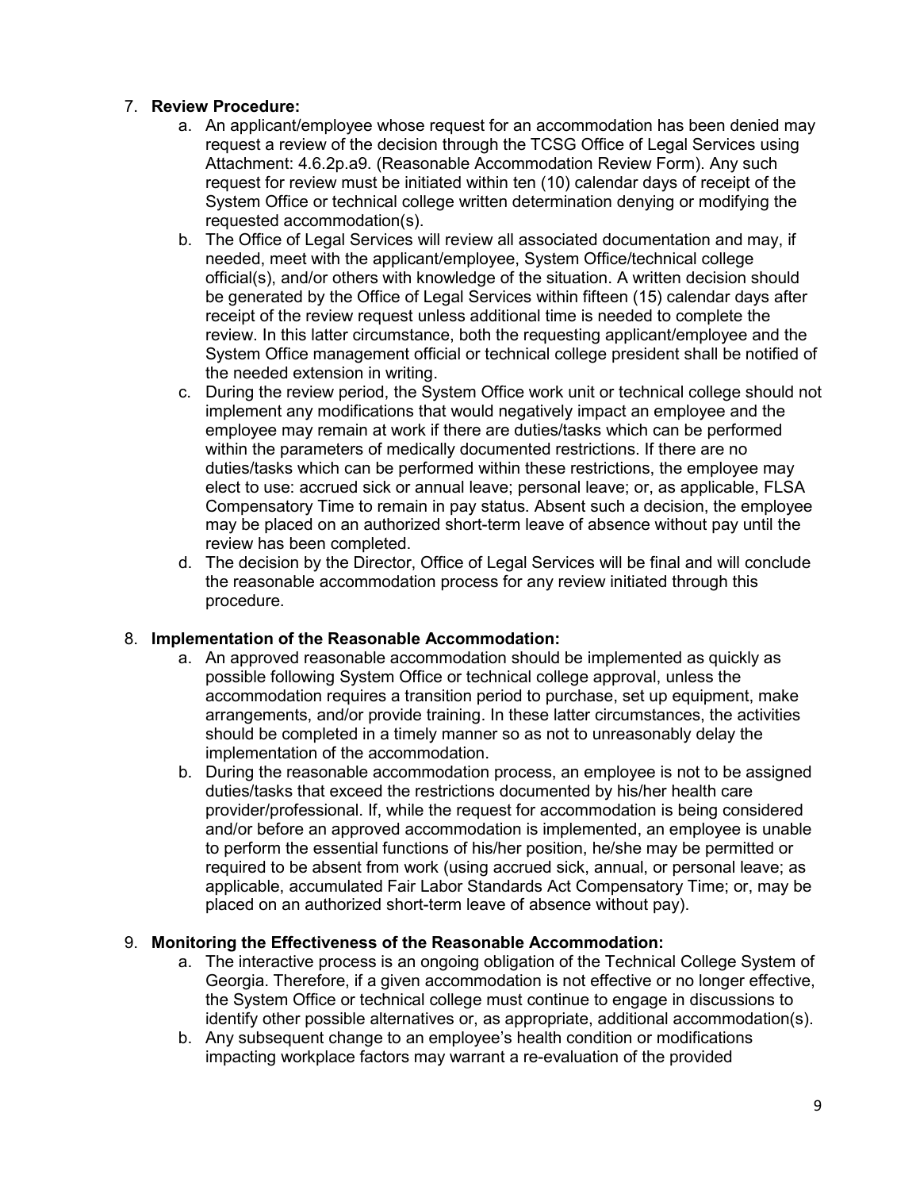7. **Review Procedure:**
    a. An applicant/employee whose request for an accommodation has been denied may request a review of the decision through the TCSG Office of Legal Services using Attachment: 4.6.2p.a9. (Reasonable Accommodation Review Form). Any such request for review must be initiated within ten (10) calendar days of receipt of the System Office or technical college written determination denying or modifying the requested accommodation(s).
    b. The Office of Legal Services will review all associated documentation and may, if needed, meet with the applicant/employee, System Office/technical college official(s), and/or others with knowledge of the situation. A written decision should be generated by the Office of Legal Services within fifteen (15) calendar days after receipt of the review request unless additional time is needed to complete the review. In this latter circumstance, both the requesting applicant/employee and the System Office management official or technical college president shall be notified of the needed extension in writing.
    c. During the review period, the System Office work unit or technical college should not implement any modifications that would negatively impact an employee and the employee may remain at work if there are duties/tasks which can be performed within the parameters of medically documented restrictions. If there are no duties/tasks which can be performed within these restrictions, the employee may elect to use: accrued sick or annual leave; personal leave; or, as applicable, FLSA Compensatory Time to remain in pay status. Absent such a decision, the employee may be placed on an authorized short-term leave of absence without pay until the review has been completed.
    d. The decision by the Director, Office of Legal Services will be final and will conclude the reasonable accommodation process for any review initiated through this procedure.

8. **Implementation of the Reasonable Accommodation:**
    a. An approved reasonable accommodation should be implemented as quickly as possible following System Office or technical college approval, unless the accommodation requires a transition period to purchase, set up equipment, make arrangements, and/or provide training. In these latter circumstances, the activities should be completed in a timely manner so as not to unreasonably delay the implementation of the accommodation.
    b. During the reasonable accommodation process, an employee is not to be assigned duties/tasks that exceed the restrictions documented by his/her health care provider/professional. If, while the request for accommodation is being considered and/or before an approved accommodation is implemented, an employee is unable to perform the essential functions of his/her position, he/she may be permitted or required to be absent from work (using accrued sick, annual, or personal leave; as applicable, accumulated Fair Labor Standards Act Compensatory Time; or, may be placed on an authorized short-term leave of absence without pay).

9. **Monitoring the Effectiveness of the Reasonable Accommodation:**
    a. The interactive process is an ongoing obligation of the Technical College System of Georgia. Therefore, if a given accommodation is not effective or no longer effective, the System Office or technical college must continue to engage in discussions to identify other possible alternatives or, as appropriate, additional accommodation(s).
    b. Any subsequent change to an employee's health condition or modifications impacting workplace factors may warrant a re-evaluation of the provided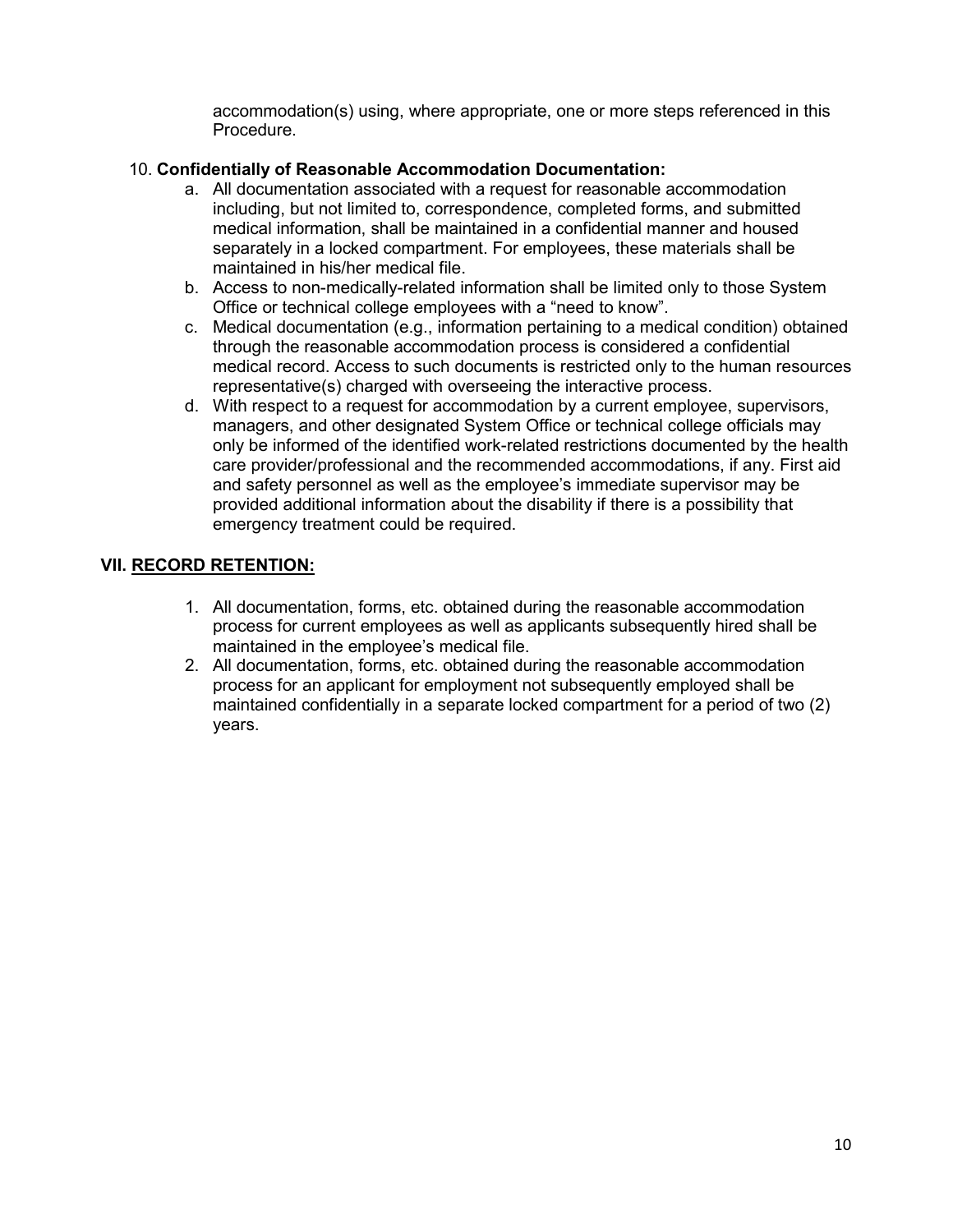accommodation(s) using, where appropriate, one or more steps referenced in this Procedure.

10. **Confidentially of Reasonable Accommodation Documentation:**
    a. All documentation associated with a request for reasonable accommodation including, but not limited to, correspondence, completed forms, and submitted medical information, shall be maintained in a confidential manner and housed separately in a locked compartment. For employees, these materials shall be maintained in his/her medical file.
    b. Access to non-medically-related information shall be limited only to those System Office or technical college employees with a "need to know".
    c. Medical documentation (e.g., information pertaining to a medical condition) obtained through the reasonable accommodation process is considered a confidential medical record. Access to such documents is restricted only to the human resources representative(s) charged with overseeing the interactive process.
    d. With respect to a request for accommodation by a current employee, supervisors, managers, and other designated System Office or technical college officials may only be informed of the identified work-related restrictions documented by the health care provider/professional and the recommended accommodations, if any. First aid and safety personnel as well as the employee's immediate supervisor may be provided additional information about the disability if there is a possibility that emergency treatment could be required.

## VII. RECORD RETENTION:

1. All documentation, forms, etc. obtained during the reasonable accommodation process for current employees as well as applicants subsequently hired shall be maintained in the employee's medical file.
2. All documentation, forms, etc. obtained during the reasonable accommodation process for an applicant for employment not subsequently employed shall be maintained confidentially in a separate locked compartment for a period of two (2) years.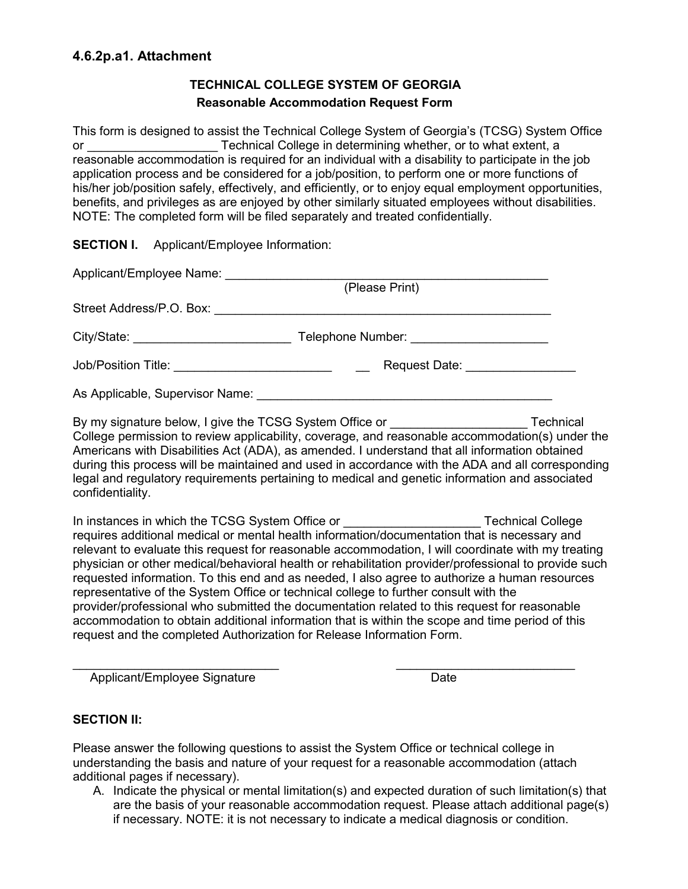### 4.6.2p.a1. Attachment

**TECHNICAL COLLEGE SYSTEM OF GEORGIA**

**Reasonable Accommodation Request Form**

This form is designed to assist the Technical College System of Georgia's (TCSG) System Office or ___________________ Technical College in determining whether, or to what extent, a reasonable accommodation is required for an individual with a disability to participate in the job application process and be considered for a job/position, to perform one or more functions of his/her job/position safely, effectively, and efficiently, or to enjoy equal employment opportunities, benefits, and privileges as are enjoyed by other similarly situated employees without disabilities. NOTE: The completed form will be filed separately and treated confidentially.

**SECTION I.** Applicant/Employee Information:

Applicant/Employee Name: _________________________________________________
(Please Print)

Street Address/P.O. Box: ___________________________________________________

City/State: _______________________ Telephone Number: ____________________

Job/Position Title: _______________________ __ Request Date: ________________

As Applicable, Supervisor Name: _____________________________________________

By my signature below, I give the TCSG System Office or ____________________ Technical College permission to review applicability, coverage, and reasonable accommodation(s) under the Americans with Disabilities Act (ADA), as amended. I understand that all information obtained during this process will be maintained and used in accordance with the ADA and all corresponding legal and regulatory requirements pertaining to medical and genetic information and associated confidentiality.

In instances in which the TCSG System Office or ____________________ Technical College requires additional medical or mental health information/documentation that is necessary and relevant to evaluate this request for reasonable accommodation, I will coordinate with my treating physician or other medical/behavioral health or rehabilitation provider/professional to provide such requested information. To this end and as needed, I also agree to authorize a human resources representative of the System Office or technical college to further consult with the provider/professional who submitted the documentation related to this request for reasonable accommodation to obtain additional information that is within the scope and time period of this request and the completed Authorization for Release Information Form.

_______________________________ ___________________________
Applicant/Employee Signature Date

**SECTION II:**

Please answer the following questions to assist the System Office or technical college in understanding the basis and nature of your request for a reasonable accommodation (attach additional pages if necessary).

A. Indicate the physical or mental limitation(s) and expected duration of such limitation(s) that are the basis of your reasonable accommodation request. Please attach additional page(s) if necessary. NOTE: it is not necessary to indicate a medical diagnosis or condition.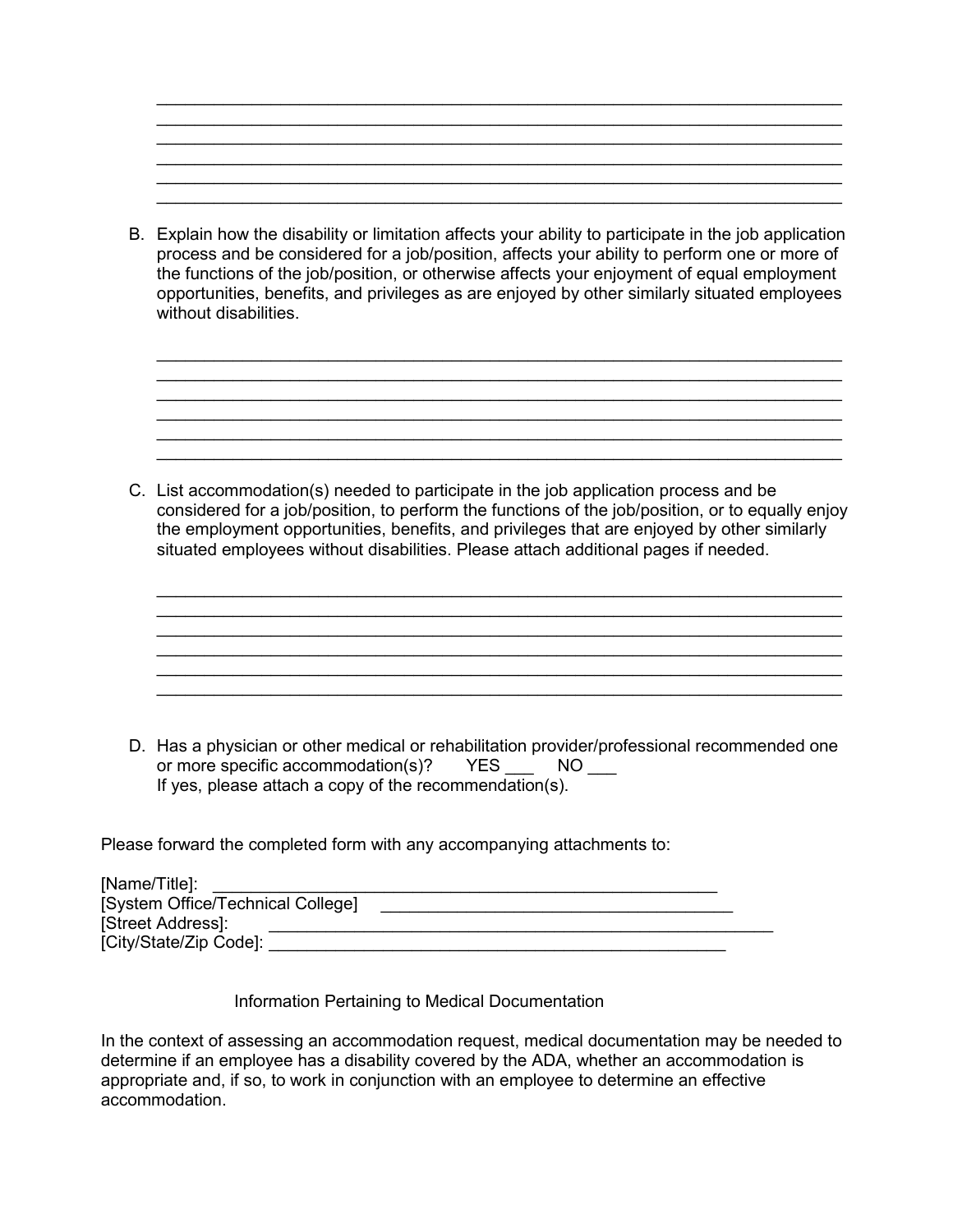______________________________________________________________________
______________________________________________________________________
______________________________________________________________________
______________________________________________________________________
______________________________________________________________________
______________________________________________________________________

B. Explain how the disability or limitation affects your ability to participate in the job application process and be considered for a job/position, affects your ability to perform one or more of the functions of the job/position, or otherwise affects your enjoyment of equal employment opportunities, benefits, and privileges as are enjoyed by other similarly situated employees without disabilities.

______________________________________________________________________
______________________________________________________________________
______________________________________________________________________
______________________________________________________________________
______________________________________________________________________
______________________________________________________________________

C. List accommodation(s) needed to participate in the job application process and be considered for a job/position, to perform the functions of the job/position, or to equally enjoy the employment opportunities, benefits, and privileges that are enjoyed by other similarly situated employees without disabilities. Please attach additional pages if needed.

______________________________________________________________________
______________________________________________________________________
______________________________________________________________________
______________________________________________________________________
______________________________________________________________________
______________________________________________________________________

D. Has a physician or other medical or rehabilitation provider/professional recommended one or more specific accommodation(s)? YES ___ NO ___
If yes, please attach a copy of the recommendation(s).

Please forward the completed form with any accompanying attachments to:

[Name/Title]: _______________________________________________________
[System Office/Technical College] _____________________________________
[Street Address]: ____________________________________________________
[City/State/Zip Code]: _______________________________________________

Information Pertaining to Medical Documentation

In the context of assessing an accommodation request, medical documentation may be needed to determine if an employee has a disability covered by the ADA, whether an accommodation is appropriate and, if so, to work in conjunction with an employee to determine an effective accommodation.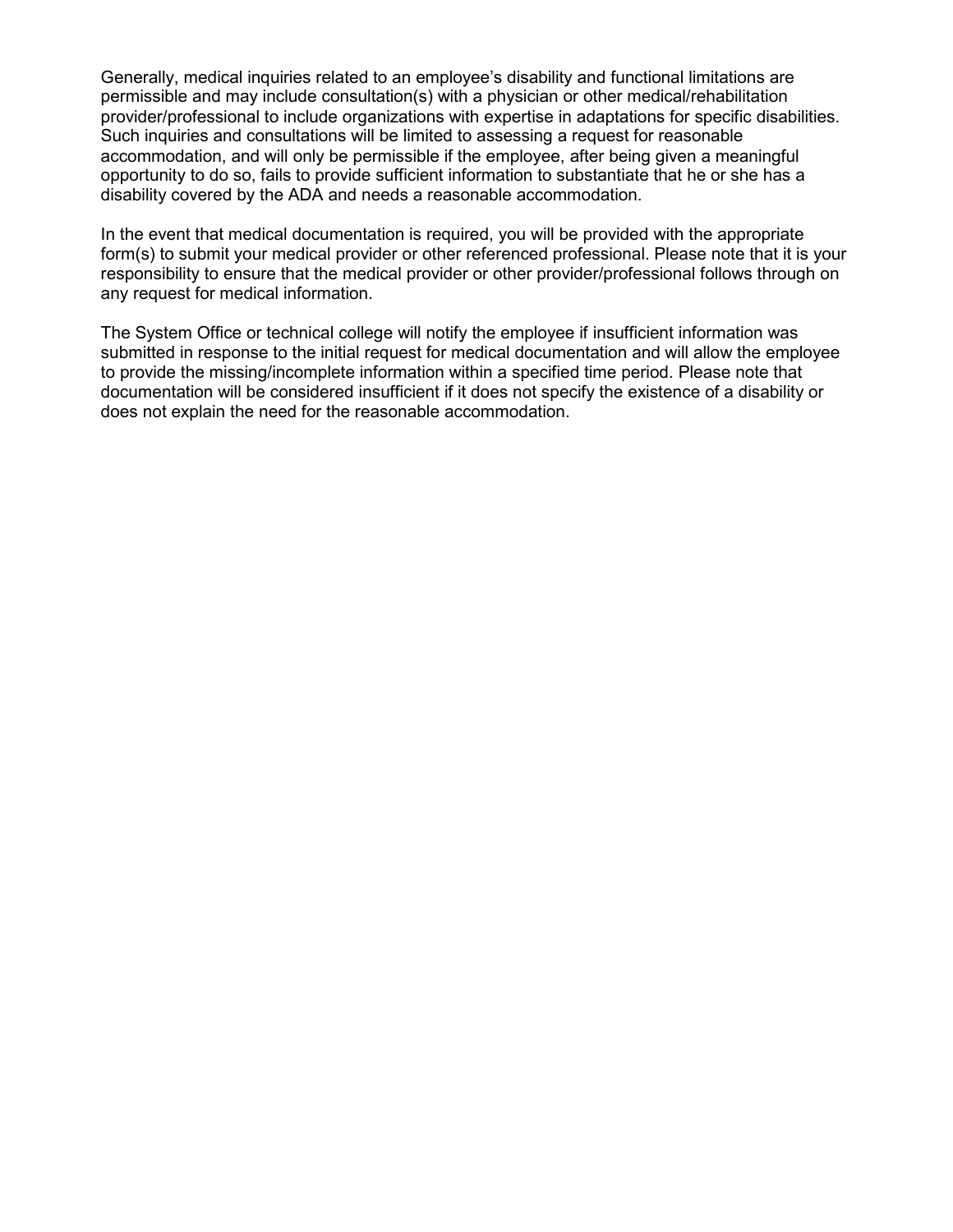Generally, medical inquiries related to an employee's disability and functional limitations are permissible and may include consultation(s) with a physician or other medical/rehabilitation provider/professional to include organizations with expertise in adaptations for specific disabilities. Such inquiries and consultations will be limited to assessing a request for reasonable accommodation, and will only be permissible if the employee, after being given a meaningful opportunity to do so, fails to provide sufficient information to substantiate that he or she has a disability covered by the ADA and needs a reasonable accommodation.

In the event that medical documentation is required, you will be provided with the appropriate form(s) to submit your medical provider or other referenced professional. Please note that it is your responsibility to ensure that the medical provider or other provider/professional follows through on any request for medical information.

The System Office or technical college will notify the employee if insufficient information was submitted in response to the initial request for medical documentation and will allow the employee to provide the missing/incomplete information within a specified time period. Please note that documentation will be considered insufficient if it does not specify the existence of a disability or does not explain the need for the reasonable accommodation.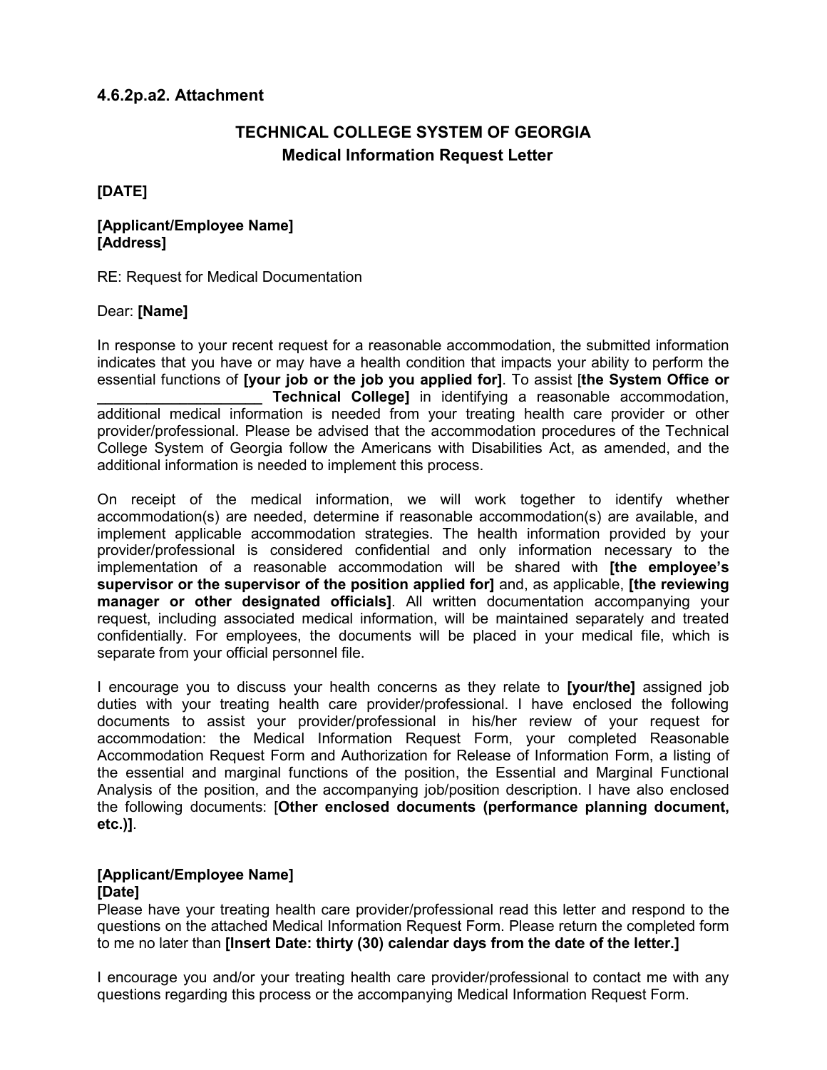### 4.6.2p.a2. Attachment

## TECHNICAL COLLEGE SYSTEM OF GEORGIA
## Medical Information Request Letter

**[DATE]**

**[Applicant/Employee Name]**
**[Address]**

RE: Request for Medical Documentation

Dear: **[Name]**

In response to your recent request for a reasonable accommodation, the submitted information indicates that you have or may have a health condition that impacts your ability to perform the essential functions of **[your job or the job you applied for]**. To assist [**the System Office or ____________________ Technical College]** in identifying a reasonable accommodation, additional medical information is needed from your treating health care provider or other provider/professional. Please be advised that the accommodation procedures of the Technical College System of Georgia follow the Americans with Disabilities Act, as amended, and the additional information is needed to implement this process.

On receipt of the medical information, we will work together to identify whether accommodation(s) are needed, determine if reasonable accommodation(s) are available, and implement applicable accommodation strategies. The health information provided by your provider/professional is considered confidential and only information necessary to the implementation of a reasonable accommodation will be shared with **[the employee's supervisor or the supervisor of the position applied for]** and, as applicable, **[the reviewing manager or other designated officials]**. All written documentation accompanying your request, including associated medical information, will be maintained separately and treated confidentially. For employees, the documents will be placed in your medical file, which is separate from your official personnel file.

I encourage you to discuss your health concerns as they relate to **[your/the]** assigned job duties with your treating health care provider/professional. I have enclosed the following documents to assist your provider/professional in his/her review of your request for accommodation: the Medical Information Request Form, your completed Reasonable Accommodation Request Form and Authorization for Release of Information Form, a listing of the essential and marginal functions of the position, the Essential and Marginal Functional Analysis of the position, and the accompanying job/position description. I have also enclosed the following documents: [**Other enclosed documents (performance planning document, etc.)]**.

**[Applicant/Employee Name]**
**[Date]**
Please have your treating health care provider/professional read this letter and respond to the questions on the attached Medical Information Request Form. Please return the completed form to me no later than **[Insert Date: thirty (30) calendar days from the date of the letter.]**

I encourage you and/or your treating health care provider/professional to contact me with any questions regarding this process or the accompanying Medical Information Request Form.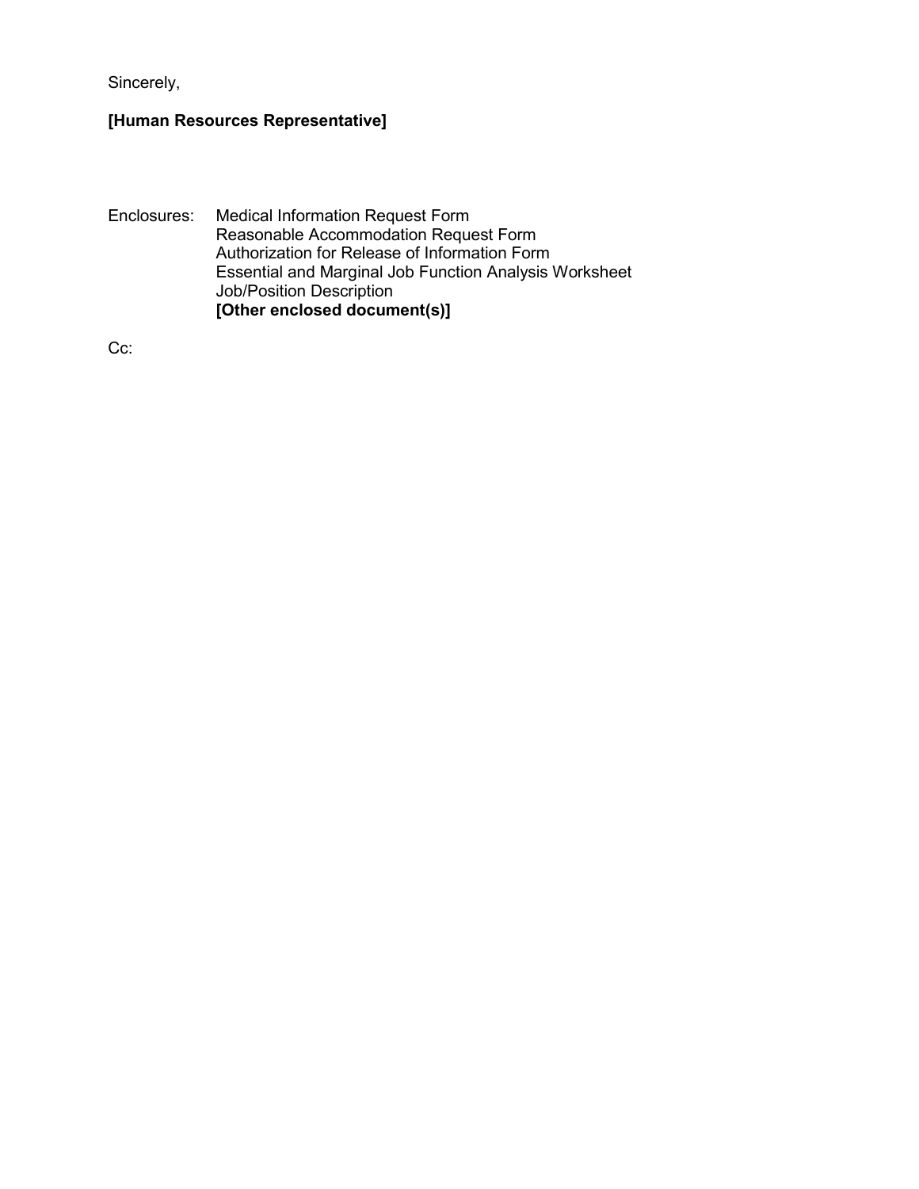Sincerely,

**[Human Resources Representative]**

Enclosures: Medical Information Request Form
Reasonable Accommodation Request Form
Authorization for Release of Information Form
Essential and Marginal Job Function Analysis Worksheet
Job/Position Description
**[Other enclosed document(s)]**

Cc: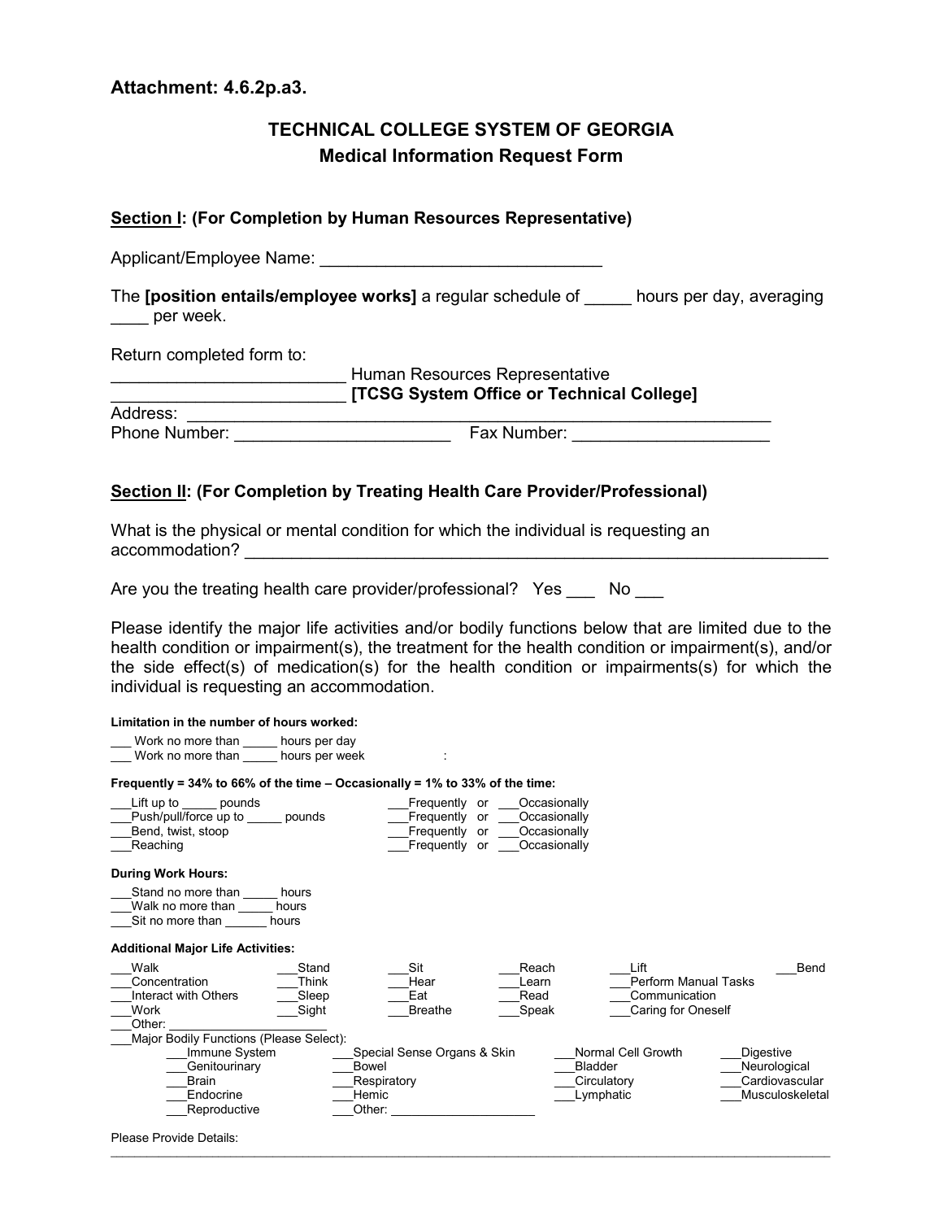**Attachment: 4.6.2p.a3.**

# TECHNICAL COLLEGE SYSTEM OF GEORGIA
## Medical Information Request Form

**Section I: (For Completion by Human Resources Representative)**

Applicant/Employee Name: ______________________________

The **[position entails/employee works]** a regular schedule of _____ hours per day, averaging ____ per week.

Return completed form to:

_________________________ Human Resources Representative
_________________________ **[TCSG System Office or Technical College]**
Address: ____________________________________________________________
Phone Number: _______________________ Fax Number: ____________________

**Section II: (For Completion by Treating Health Care Provider/Professional)**

What is the physical or mental condition for which the individual is requesting an accommodation? _______________________________________________________________

Are you the treating health care provider/professional? Yes ___ No ___

Please identify the major life activities and/or bodily functions below that are limited due to the health condition or impairment(s), the treatment for the health condition or impairment(s), and/or the side effect(s) of medication(s) for the health condition or impairments(s) for which the individual is requesting an accommodation.

**Limitation in the number of hours worked:**

___ Work no more than _____ hours per day
___ Work no more than _____ hours per week :

**Frequently = 34% to 66% of the time – Occasionally = 1% to 33% of the time:**

___Lift up to _____ pounds ___Frequently or ___Occasionally
___Push/pull/force up to _____ pounds ___Frequently or ___Occasionally
___Bend, twist, stoop ___Frequently or ___Occasionally
___Reaching ___Frequently or ___Occasionally

**During Work Hours:**

___Stand no more than _____ hours
___Walk no more than _____ hours
___Sit no more than ______ hours

**Additional Major Life Activities:**

___Walk ___Stand ___Sit ___Reach ___Lift ___Bend
___Concentration ___Think ___Hear ___Learn ___Perform Manual Tasks
___Interact with Others ___Sleep ___Eat ___Read ___Communication
___Work ___Sight ___Breathe ___Speak ___Caring for Oneself
___Other: _____________________
___Major Bodily Functions (Please Select):
___Immune System ___Special Sense Organs & Skin ___Normal Cell Growth ___Digestive
___Genitourinary ___Bowel ___Bladder ___Neurological
___Brain ___Respiratory ___Circulatory ___Cardiovascular
___Endocrine ___Hemic ___Lymphatic ___Musculoskeletal
___Reproductive ___Other: ____________________

Please Provide Details:
_____________________________________________________________________________________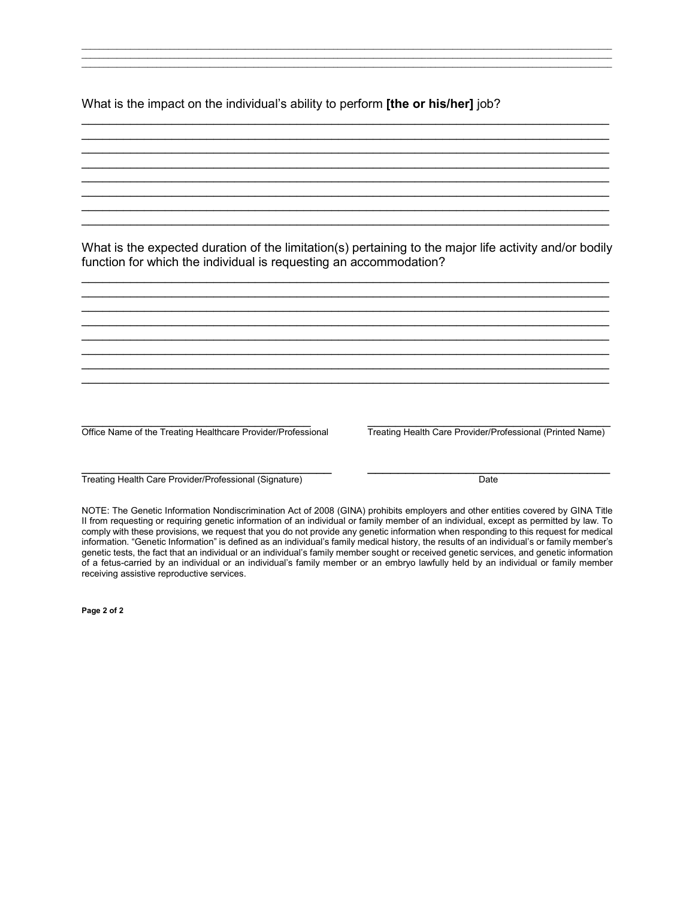\_\_\_\_\_\_\_\_\_\_\_\_\_\_\_\_\_\_\_\_\_\_\_\_\_\_\_\_\_\_\_\_\_\_\_\_\_\_\_\_\_\_\_\_\_\_\_\_\_\_\_\_\_\_\_\_\_\_\_\_\_\_\_\_\_\_\_\_\_\_\_\_\_\_\_\_\_\_\_\_\_\_\_\_
\_\_\_\_\_\_\_\_\_\_\_\_\_\_\_\_\_\_\_\_\_\_\_\_\_\_\_\_\_\_\_\_\_\_\_\_\_\_\_\_\_\_\_\_\_\_\_\_\_\_\_\_\_\_\_\_\_\_\_\_\_\_\_\_\_\_\_\_\_\_\_\_\_\_\_\_\_\_\_\_\_\_\_\_
\_\_\_\_\_\_\_\_\_\_\_\_\_\_\_\_\_\_\_\_\_\_\_\_\_\_\_\_\_\_\_\_\_\_\_\_\_\_\_\_\_\_\_\_\_\_\_\_\_\_\_\_\_\_\_\_\_\_\_\_\_\_\_\_\_\_\_\_\_\_\_\_\_\_\_\_\_\_\_\_\_\_\_\_

What is the impact on the individual's ability to perform **[the or his/her]** job?

\_\_\_\_\_\_\_\_\_\_\_\_\_\_\_\_\_\_\_\_\_\_\_\_\_\_\_\_\_\_\_\_\_\_\_\_\_\_\_\_\_\_\_\_\_\_\_\_\_\_\_\_\_\_\_\_\_\_\_\_\_\_\_\_\_\_\_\_\_\_\_\_\_\_\_\_\_\_\_\_\_\_\_\_
\_\_\_\_\_\_\_\_\_\_\_\_\_\_\_\_\_\_\_\_\_\_\_\_\_\_\_\_\_\_\_\_\_\_\_\_\_\_\_\_\_\_\_\_\_\_\_\_\_\_\_\_\_\_\_\_\_\_\_\_\_\_\_\_\_\_\_\_\_\_\_\_\_\_\_\_\_\_\_\_\_\_\_\_
\_\_\_\_\_\_\_\_\_\_\_\_\_\_\_\_\_\_\_\_\_\_\_\_\_\_\_\_\_\_\_\_\_\_\_\_\_\_\_\_\_\_\_\_\_\_\_\_\_\_\_\_\_\_\_\_\_\_\_\_\_\_\_\_\_\_\_\_\_\_\_\_\_\_\_\_\_\_\_\_\_\_\_\_
\_\_\_\_\_\_\_\_\_\_\_\_\_\_\_\_\_\_\_\_\_\_\_\_\_\_\_\_\_\_\_\_\_\_\_\_\_\_\_\_\_\_\_\_\_\_\_\_\_\_\_\_\_\_\_\_\_\_\_\_\_\_\_\_\_\_\_\_\_\_\_\_\_\_\_\_\_\_\_\_\_\_\_\_
\_\_\_\_\_\_\_\_\_\_\_\_\_\_\_\_\_\_\_\_\_\_\_\_\_\_\_\_\_\_\_\_\_\_\_\_\_\_\_\_\_\_\_\_\_\_\_\_\_\_\_\_\_\_\_\_\_\_\_\_\_\_\_\_\_\_\_\_\_\_\_\_\_\_\_\_\_\_\_\_\_\_\_\_
\_\_\_\_\_\_\_\_\_\_\_\_\_\_\_\_\_\_\_\_\_\_\_\_\_\_\_\_\_\_\_\_\_\_\_\_\_\_\_\_\_\_\_\_\_\_\_\_\_\_\_\_\_\_\_\_\_\_\_\_\_\_\_\_\_\_\_\_\_\_\_\_\_\_\_\_\_\_\_\_\_\_\_\_
\_\_\_\_\_\_\_\_\_\_\_\_\_\_\_\_\_\_\_\_\_\_\_\_\_\_\_\_\_\_\_\_\_\_\_\_\_\_\_\_\_\_\_\_\_\_\_\_\_\_\_\_\_\_\_\_\_\_\_\_\_\_\_\_\_\_\_\_\_\_\_\_\_\_\_\_\_\_\_\_\_\_\_\_
\_\_\_\_\_\_\_\_\_\_\_\_\_\_\_\_\_\_\_\_\_\_\_\_\_\_\_\_\_\_\_\_\_\_\_\_\_\_\_\_\_\_\_\_\_\_\_\_\_\_\_\_\_\_\_\_\_\_\_\_\_\_\_\_\_\_\_\_\_\_\_\_\_\_\_\_\_\_\_\_\_\_\_\_

What is the expected duration of the limitation(s) pertaining to the major life activity and/or bodily function for which the individual is requesting an accommodation?

\_\_\_\_\_\_\_\_\_\_\_\_\_\_\_\_\_\_\_\_\_\_\_\_\_\_\_\_\_\_\_\_\_\_\_\_\_\_\_\_\_\_\_\_\_\_\_\_\_\_\_\_\_\_\_\_\_\_\_\_\_\_\_\_\_\_\_\_\_\_\_\_\_\_\_\_\_\_\_\_\_\_\_\_
\_\_\_\_\_\_\_\_\_\_\_\_\_\_\_\_\_\_\_\_\_\_\_\_\_\_\_\_\_\_\_\_\_\_\_\_\_\_\_\_\_\_\_\_\_\_\_\_\_\_\_\_\_\_\_\_\_\_\_\_\_\_\_\_\_\_\_\_\_\_\_\_\_\_\_\_\_\_\_\_\_\_\_\_
\_\_\_\_\_\_\_\_\_\_\_\_\_\_\_\_\_\_\_\_\_\_\_\_\_\_\_\_\_\_\_\_\_\_\_\_\_\_\_\_\_\_\_\_\_\_\_\_\_\_\_\_\_\_\_\_\_\_\_\_\_\_\_\_\_\_\_\_\_\_\_\_\_\_\_\_\_\_\_\_\_\_\_\_
\_\_\_\_\_\_\_\_\_\_\_\_\_\_\_\_\_\_\_\_\_\_\_\_\_\_\_\_\_\_\_\_\_\_\_\_\_\_\_\_\_\_\_\_\_\_\_\_\_\_\_\_\_\_\_\_\_\_\_\_\_\_\_\_\_\_\_\_\_\_\_\_\_\_\_\_\_\_\_\_\_\_\_\_
\_\_\_\_\_\_\_\_\_\_\_\_\_\_\_\_\_\_\_\_\_\_\_\_\_\_\_\_\_\_\_\_\_\_\_\_\_\_\_\_\_\_\_\_\_\_\_\_\_\_\_\_\_\_\_\_\_\_\_\_\_\_\_\_\_\_\_\_\_\_\_\_\_\_\_\_\_\_\_\_\_\_\_\_
\_\_\_\_\_\_\_\_\_\_\_\_\_\_\_\_\_\_\_\_\_\_\_\_\_\_\_\_\_\_\_\_\_\_\_\_\_\_\_\_\_\_\_\_\_\_\_\_\_\_\_\_\_\_\_\_\_\_\_\_\_\_\_\_\_\_\_\_\_\_\_\_\_\_\_\_\_\_\_\_\_\_\_\_
\_\_\_\_\_\_\_\_\_\_\_\_\_\_\_\_\_\_\_\_\_\_\_\_\_\_\_\_\_\_\_\_\_\_\_\_\_\_\_\_\_\_\_\_\_\_\_\_\_\_\_\_\_\_\_\_\_\_\_\_\_\_\_\_\_\_\_\_\_\_\_\_\_\_\_\_\_\_\_\_\_\_\_\_
\_\_\_\_\_\_\_\_\_\_\_\_\_\_\_\_\_\_\_\_\_\_\_\_\_\_\_\_\_\_\_\_\_\_\_\_\_\_\_\_\_\_\_\_\_\_\_\_\_\_\_\_\_\_\_\_\_\_\_\_\_\_\_\_\_\_\_\_\_\_\_\_\_\_\_\_\_\_\_\_\_\_\_\_

| \_\_\_\_\_\_\_\_\_\_\_\_\_\_\_\_\_\_\_\_\_\_\_\_\_\_\_\_\_\_\_\_\_\_\_\_\_\_\_\_ | \_\_\_\_\_\_\_\_\_\_\_\_\_\_\_\_\_\_\_\_\_\_\_\_\_\_\_\_\_\_\_\_\_\_\_\_\_\_\_\_ |
| --- | --- |
| Office Name of the Treating Healthcare Provider/Professional | Treating Health Care Provider/Professional (Printed Name) |
| \_\_\_\_\_\_\_\_\_\_\_\_\_\_\_\_\_\_\_\_\_\_\_\_\_\_\_\_\_\_\_\_\_\_\_\_\_\_\_\_ | \_\_\_\_\_\_\_\_\_\_\_\_\_\_\_\_\_\_\_\_\_\_\_\_\_\_\_\_\_\_\_\_\_\_\_\_\_\_\_\_ |
| Treating Health Care Provider/Professional (Signature) | Date |

NOTE: The Genetic Information Nondiscrimination Act of 2008 (GINA) prohibits employers and other entities covered by GINA Title II from requesting or requiring genetic information of an individual or family member of an individual, except as permitted by law. To comply with these provisions, we request that you do not provide any genetic information when responding to this request for medical information. "Genetic Information" is defined as an individual's family medical history, the results of an individual's or family member's genetic tests, the fact that an individual or an individual's family member sought or received genetic services, and genetic information of a fetus-carried by an individual or an individual's family member or an embryo lawfully held by an individual or family member receiving assistive reproductive services.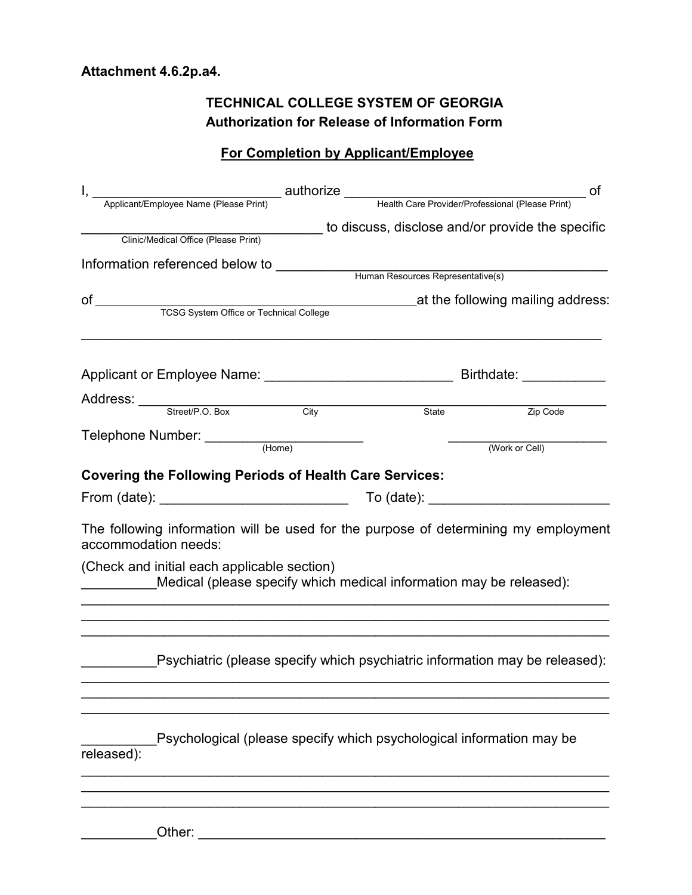**Attachment 4.6.2p.a4.**

## TECHNICAL COLLEGE SYSTEM OF GEORGIA
## Authorization for Release of Information Form

**For Completion by Applicant/Employee**

I, ___________________________ authorize ___________________________________ of
Applicant/Employee Name (Please Print) — Health Care Provider/Professional (Please Print)

__________________________________ to discuss, disclose and/or provide the specific
Clinic/Medical Office (Please Print)

Information referenced below to ___________________________________________
Human Resources Representative(s)

of ______________________________________________at the following mailing address:
TCSG System Office or Technical College

___________________________________________________________________________

Applicant or Employee Name: _________________________ Birthdate: ___________

Address: ______________________________________________________________
Street/P.O. Box — City — State — Zip Code

Telephone Number: _____________________ _____________________
(Home) — (Work or Cell)

**Covering the Following Periods of Health Care Services:**

From (date): _________________________ To (date): ________________________

The following information will be used for the purpose of determining my employment accommodation needs:

(Check and initial each applicable section)

__________Medical (please specify which medical information may be released):

___________________________________________________________________________
___________________________________________________________________________
___________________________________________________________________________

__________Psychiatric (please specify which psychiatric information may be released):

___________________________________________________________________________
___________________________________________________________________________
___________________________________________________________________________

__________Psychological (please specify which psychological information may be released):

___________________________________________________________________________
___________________________________________________________________________
___________________________________________________________________________

__________Other: ________________________________________________________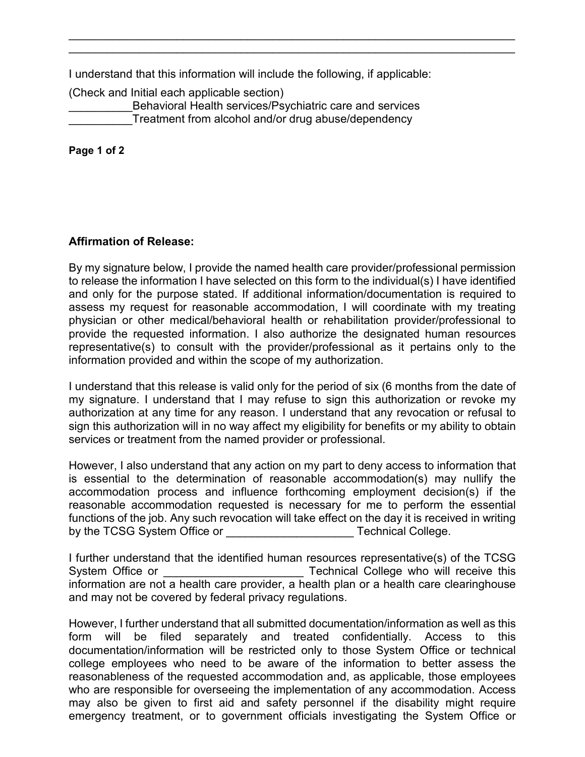\_\_\_\_\_\_\_\_\_\_\_\_\_\_\_\_\_\_\_\_\_\_\_\_\_\_\_\_\_\_\_\_\_\_\_\_\_\_\_\_\_\_\_\_\_\_\_\_\_\_\_\_\_\_\_\_\_\_\_\_\_\_\_\_\_\_\_\_\_\_\_\_\_\_

\_\_\_\_\_\_\_\_\_\_\_\_\_\_\_\_\_\_\_\_\_\_\_\_\_\_\_\_\_\_\_\_\_\_\_\_\_\_\_\_\_\_\_\_\_\_\_\_\_\_\_\_\_\_\_\_\_\_\_\_\_\_\_\_\_\_\_\_\_\_\_\_\_\_

I understand that this information will include the following, if applicable:

(Check and Initial each applicable section)

__________Behavioral Health services/Psychiatric care and services

__________Treatment from alcohol and/or drug abuse/dependency

**Affirmation of Release:**

By my signature below, I provide the named health care provider/professional permission to release the information I have selected on this form to the individual(s) I have identified and only for the purpose stated. If additional information/documentation is required to assess my request for reasonable accommodation, I will coordinate with my treating physician or other medical/behavioral health or rehabilitation provider/professional to provide the requested information. I also authorize the designated human resources representative(s) to consult with the provider/professional as it pertains only to the information provided and within the scope of my authorization.

I understand that this release is valid only for the period of six (6 months from the date of my signature. I understand that I may refuse to sign this authorization or revoke my authorization at any time for any reason. I understand that any revocation or refusal to sign this authorization will in no way affect my eligibility for benefits or my ability to obtain services or treatment from the named provider or professional.

However, I also understand that any action on my part to deny access to information that is essential to the determination of reasonable accommodation(s) may nullify the accommodation process and influence forthcoming employment decision(s) if the reasonable accommodation requested is necessary for me to perform the essential functions of the job. Any such revocation will take effect on the day it is received in writing by the TCSG System Office or ____________________ Technical College.

I further understand that the identified human resources representative(s) of the TCSG System Office or ______________________ Technical College who will receive this information are not a health care provider, a health plan or a health care clearinghouse and may not be covered by federal privacy regulations.

However, I further understand that all submitted documentation/information as well as this form will be filed separately and treated confidentially. Access to this documentation/information will be restricted only to those System Office or technical college employees who need to be aware of the information to better assess the reasonableness of the requested accommodation and, as applicable, those employees who are responsible for overseeing the implementation of any accommodation. Access may also be given to first aid and safety personnel if the disability might require emergency treatment, or to government officials investigating the System Office or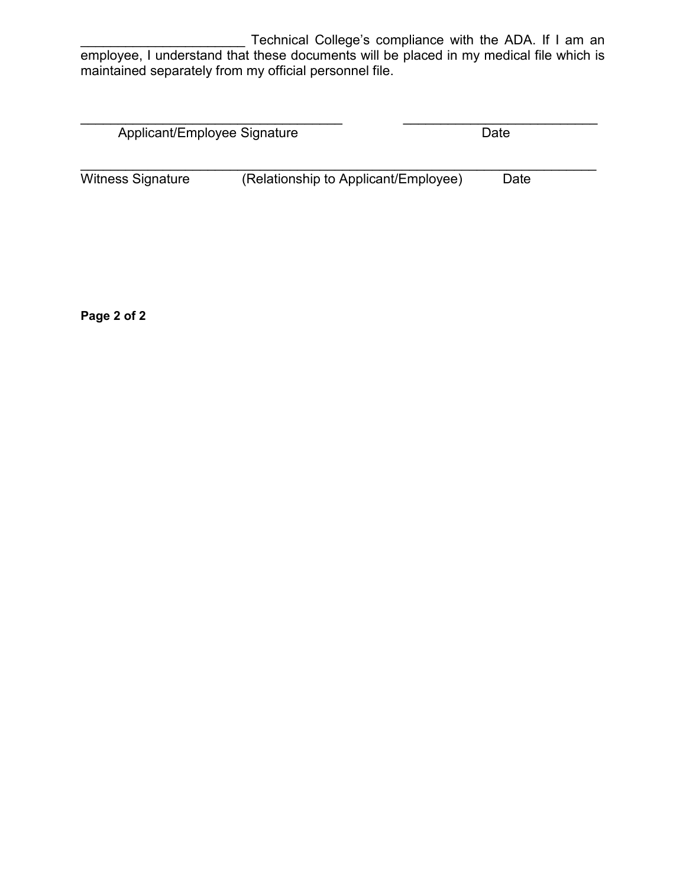______________________ Technical College's compliance with the ADA. If I am an employee, I understand that these documents will be placed in my medical file which is maintained separately from my official personnel file.

___________________________________ ___________________________
Applicant/Employee Signature Date

______________________________________________________________________
Witness Signature (Relationship to Applicant/Employee) Date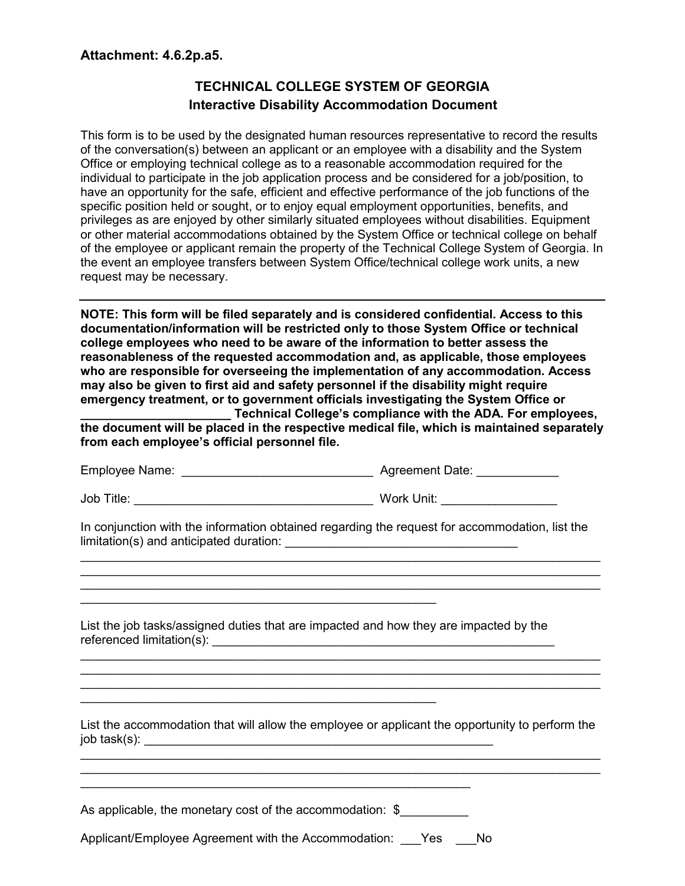**Attachment: 4.6.2p.a5.**

## TECHNICAL COLLEGE SYSTEM OF GEORGIA
### Interactive Disability Accommodation Document

This form is to be used by the designated human resources representative to record the results of the conversation(s) between an applicant or an employee with a disability and the System Office or employing technical college as to a reasonable accommodation required for the individual to participate in the job application process and be considered for a job/position, to have an opportunity for the safe, efficient and effective performance of the job functions of the specific position held or sought, or to enjoy equal employment opportunities, benefits, and privileges as are enjoyed by other similarly situated employees without disabilities. Equipment or other material accommodations obtained by the System Office or technical college on behalf of the employee or applicant remain the property of the Technical College System of Georgia. In the event an employee transfers between System Office/technical college work units, a new request may be necessary.

---

**NOTE: This form will be filed separately and is considered confidential. Access to this documentation/information will be restricted only to those System Office or technical college employees who need to be aware of the information to better assess the reasonableness of the requested accommodation and, as applicable, those employees who are responsible for overseeing the implementation of any accommodation. Access may also be given to first aid and safety personnel if the disability might require emergency treatment, or to government officials investigating the System Office or _____________________ Technical College's compliance with the ADA. For employees, the document will be placed in the respective medical file, which is maintained separately from each employee's official personnel file.**

Employee Name: ____________________________ Agreement Date: ____________

Job Title: ___________________________________ Work Unit: _________________

In conjunction with the information obtained regarding the request for accommodation, list the limitation(s) and anticipated duration: __________________________________
____________________________________________________________________________
____________________________________________________________________________
____________________________________________________________________________
______________________________________________________

List the job tasks/assigned duties that are impacted and how they are impacted by the referenced limitation(s): _____________________________________________________
____________________________________________________________________________
____________________________________________________________________________
____________________________________________________________________________
______________________________________________________

List the accommodation that will allow the employee or applicant the opportunity to perform the job task(s): _____________________________________________________
____________________________________________________________________________
____________________________________________________________________________
___________________________________________________________

As applicable, the monetary cost of the accommodation: $__________

Applicant/Employee Agreement with the Accommodation: ___Yes ___No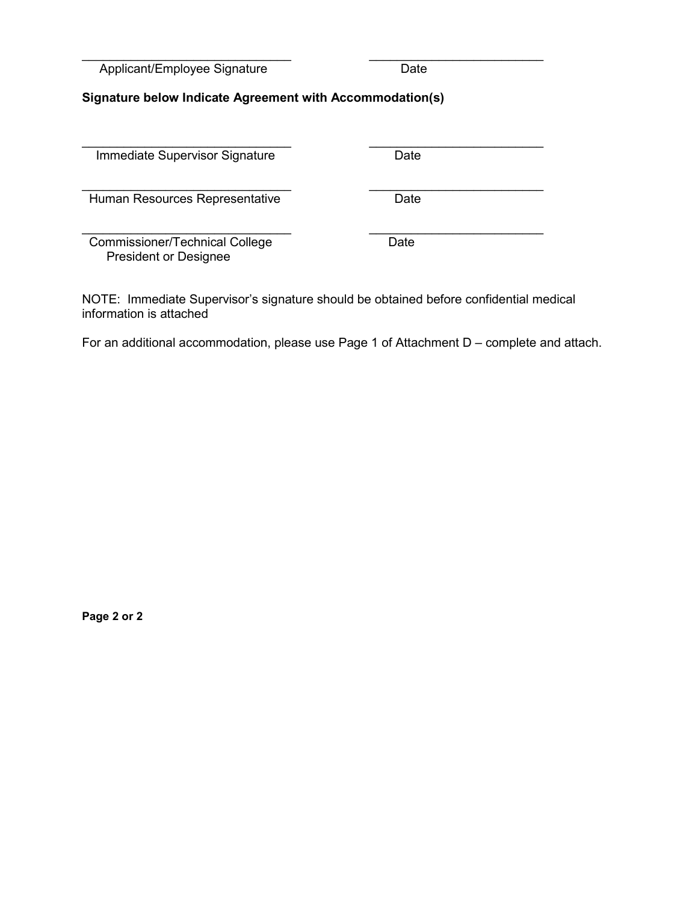| _____________________________ | _____________________________ |
|---|---|
| Applicant/Employee Signature | Date |

**Signature below Indicate Agreement with Accommodation(s)**

| _____________________________ | _____________________________ |
|---|---|
| Immediate Supervisor Signature | Date |
| _____________________________ | _____________________________ |
| Human Resources Representative | Date |
| _____________________________ | _____________________________ |
| Commissioner/Technical College President or Designee | Date |

NOTE: Immediate Supervisor's signature should be obtained before confidential medical information is attached

For an additional accommodation, please use Page 1 of Attachment D – complete and attach.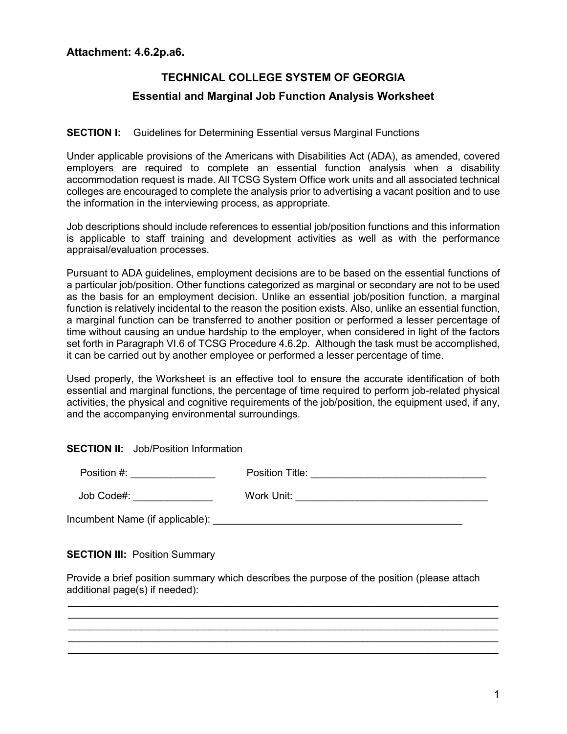**Attachment: 4.6.2p.a6.**

## TECHNICAL COLLEGE SYSTEM OF GEORGIA

## Essential and Marginal Job Function Analysis Worksheet

**SECTION I:** Guidelines for Determining Essential versus Marginal Functions

Under applicable provisions of the Americans with Disabilities Act (ADA), as amended, covered employers are required to complete an essential function analysis when a disability accommodation request is made. All TCSG System Office work units and all associated technical colleges are encouraged to complete the analysis prior to advertising a vacant position and to use the information in the interviewing process, as appropriate.

Job descriptions should include references to essential job/position functions and this information is applicable to staff training and development activities as well as with the performance appraisal/evaluation processes.

Pursuant to ADA guidelines, employment decisions are to be based on the essential functions of a particular job/position. Other functions categorized as marginal or secondary are not to be used as the basis for an employment decision. Unlike an essential job/position function, a marginal function is relatively incidental to the reason the position exists. Also, unlike an essential function, a marginal function can be transferred to another position or performed a lesser percentage of time without causing an undue hardship to the employer, when considered in light of the factors set forth in Paragraph VI.6 of TCSG Procedure 4.6.2p. Although the task must be accomplished, it can be carried out by another employee or performed a lesser percentage of time.

Used properly, the Worksheet is an effective tool to ensure the accurate identification of both essential and marginal functions, the percentage of time required to perform job-related physical activities, the physical and cognitive requirements of the job/position, the equipment used, if any, and the accompanying environmental surroundings.

**SECTION II:** Job/Position Information

Position #: _______________ Position Title: _______________________________

Job Code#: ______________ Work Unit: __________________________________

Incumbent Name (if applicable): _____________________________________________

**SECTION III:** Position Summary

Provide a brief position summary which describes the purpose of the position (please attach additional page(s) if needed):

_______________________________________________________________________________
_______________________________________________________________________________
_______________________________________________________________________________
_______________________________________________________________________________
_______________________________________________________________________________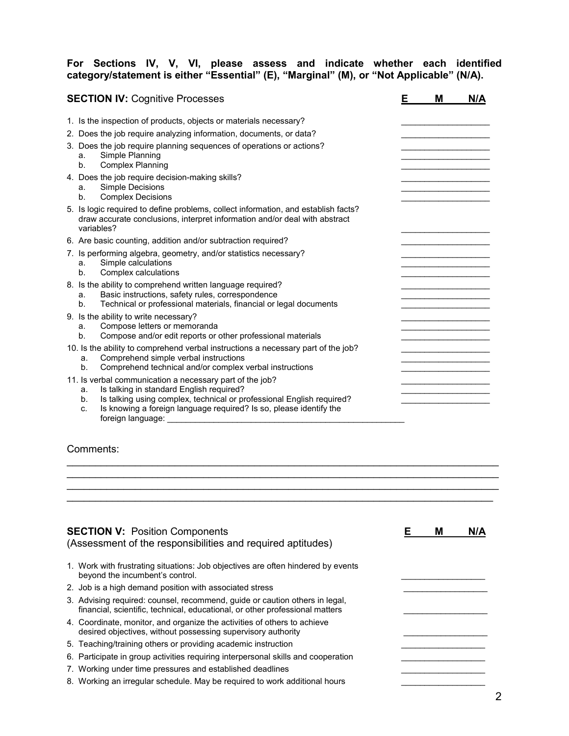**For Sections IV, V, VI, please assess and indicate whether each identified category/statement is either "Essential" (E), "Marginal" (M), or "Not Applicable" (N/A).**

## SECTION IV: Cognitive Processes

| | E | M | N/A |
|---|---|---|---|
| 1. Is the inspection of products, objects or materials necessary? | | | |
| 2. Does the job require analyzing information, documents, or data? | | | |
| 3. Does the job require planning sequences of operations or actions? | | | |
| a. Simple Planning | | | |
| b. Complex Planning | | | |
| 4. Does the job require decision-making skills? | | | |
| a. Simple Decisions | | | |
| b. Complex Decisions | | | |
| 5. Is logic required to define problems, collect information, and establish facts? draw accurate conclusions, interpret information and/or deal with abstract variables? | | | |
| 6. Are basic counting, addition and/or subtraction required? | | | |
| 7. Is performing algebra, geometry, and/or statistics necessary? | | | |
| a. Simple calculations | | | |
| b. Complex calculations | | | |
| 8. Is the ability to comprehend written language required? | | | |
| a. Basic instructions, safety rules, correspondence | | | |
| b. Technical or professional materials, financial or legal documents | | | |
| 9. Is the ability to write necessary? | | | |
| a. Compose letters or memoranda | | | |
| b. Compose and/or edit reports or other professional materials | | | |
| 10. Is the ability to comprehend verbal instructions a necessary part of the job? | | | |
| a. Comprehend simple verbal instructions | | | |
| b. Comprehend technical and/or complex verbal instructions | | | |
| 11. Is verbal communication a necessary part of the job? | | | |
| a. Is talking in standard English required? | | | |
| b. Is talking using complex, technical or professional English required? | | | |
| c. Is knowing a foreign language required? Is so, please identify the foreign language: ______________________________ | | | |

Comments:

______________________________________________________________________________

______________________________________________________________________________

______________________________________________________________________________

______________________________________________________________________________

## SECTION V: Position Components

(Assessment of the responsibilities and required aptitudes)

| | E | M | N/A |
|---|---|---|---|
| 1. Work with frustrating situations: Job objectives are often hindered by events beyond the incumbent's control. | | | |
| 2. Job is a high demand position with associated stress | | | |
| 3. Advising required: counsel, recommend, guide or caution others in legal, financial, scientific, technical, educational, or other professional matters | | | |
| 4. Coordinate, monitor, and organize the activities of others to achieve desired objectives, without possessing supervisory authority | | | |
| 5. Teaching/training others or providing academic instruction | | | |
| 6. Participate in group activities requiring interpersonal skills and cooperation | | | |
| 7. Working under time pressures and established deadlines | | | |
| 8. Working an irregular schedule. May be required to work additional hours | | | |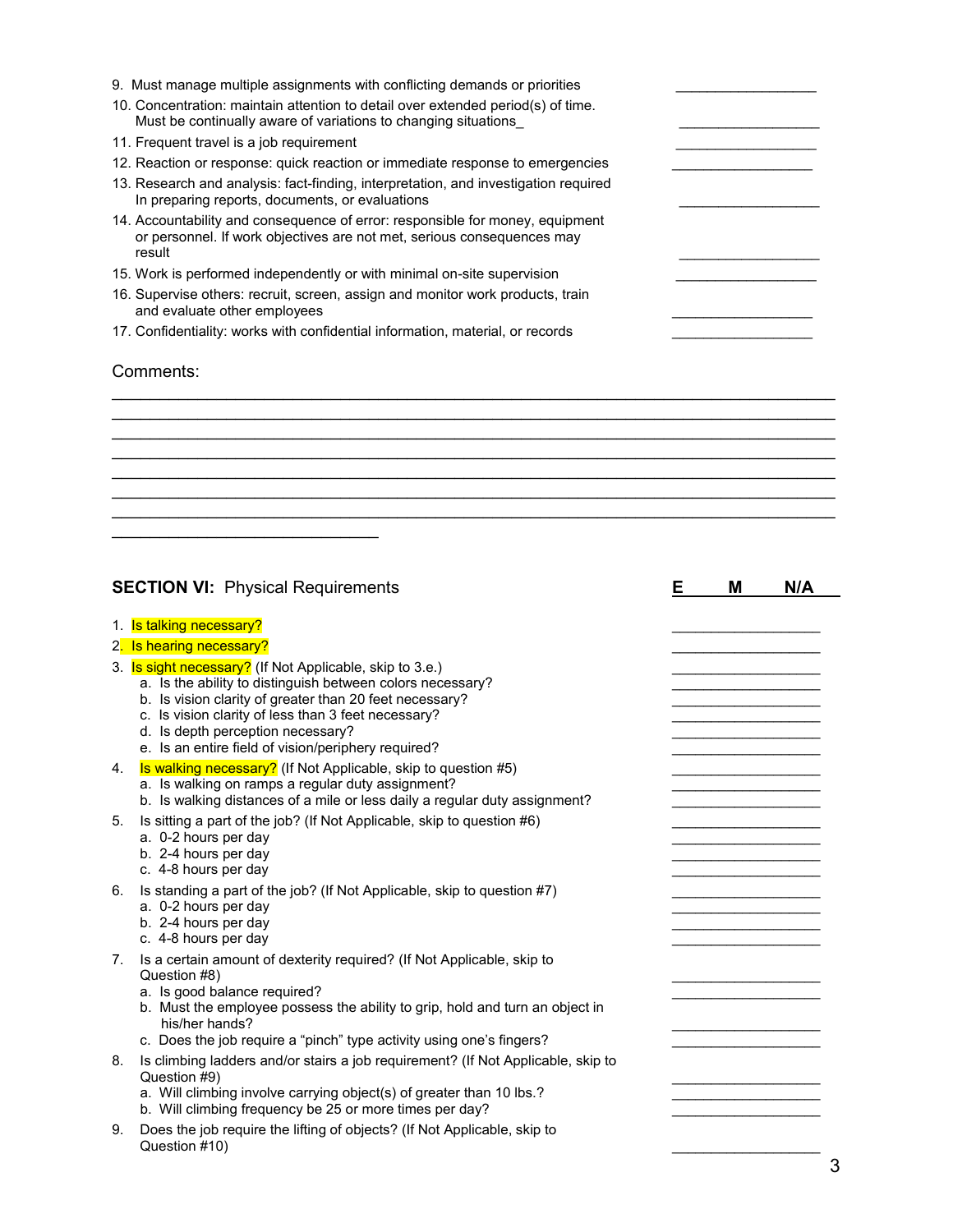9. Must manage multiple assignments with conflicting demands or priorities ______________
10. Concentration: maintain attention to detail over extended period(s) of time. Must be continually aware of variations to changing situations_ ______________
11. Frequent travel is a job requirement ______________
12. Reaction or response: quick reaction or immediate response to emergencies ______________
13. Research and analysis: fact-finding, interpretation, and investigation required In preparing reports, documents, or evaluations ______________
14. Accountability and consequence of error: responsible for money, equipment or personnel. If work objectives are not met, serious consequences may result ______________
15. Work is performed independently or with minimal on-site supervision ______________
16. Supervise others: recruit, screen, assign and monitor work products, train and evaluate other employees ______________
17. Confidentiality: works with confidential information, material, or records ______________

Comments:

______________________________________________________________________
______________________________________________________________________
______________________________________________________________________
______________________________________________________________________
______________________________________________________________________
______________________________________________________________________
______________________________________________________________________
__________________________

## SECTION VI: Physical Requirements

**E M N/A**

1. Is talking necessary? ______________
2. Is hearing necessary? ______________
3. Is sight necessary? (If Not Applicable, skip to 3.e.) ______________
   a. Is the ability to distinguish between colors necessary? ______________
   b. Is vision clarity of greater than 20 feet necessary? ______________
   c. Is vision clarity of less than 3 feet necessary? ______________
   d. Is depth perception necessary? ______________
   e. Is an entire field of vision/periphery required? ______________
4. Is walking necessary? (If Not Applicable, skip to question #5) ______________
   a. Is walking on ramps a regular duty assignment? ______________
   b. Is walking distances of a mile or less daily a regular duty assignment? ______________
5. Is sitting a part of the job? (If Not Applicable, skip to question #6) ______________
   a. 0-2 hours per day ______________
   b. 2-4 hours per day ______________
   c. 4-8 hours per day ______________
6. Is standing a part of the job? (If Not Applicable, skip to question #7) ______________
   a. 0-2 hours per day ______________
   b. 2-4 hours per day ______________
   c. 4-8 hours per day ______________
7. Is a certain amount of dexterity required? (If Not Applicable, skip to Question #8) ______________
   a. Is good balance required? ______________
   b. Must the employee possess the ability to grip, hold and turn an object in his/her hands? ______________
   c. Does the job require a "pinch" type activity using one's fingers? ______________
8. Is climbing ladders and/or stairs a job requirement? (If Not Applicable, skip to Question #9) ______________
   a. Will climbing involve carrying object(s) of greater than 10 lbs.? ______________
   b. Will climbing frequency be 25 or more times per day? ______________
9. Does the job require the lifting of objects? (If Not Applicable, skip to Question #10) ______________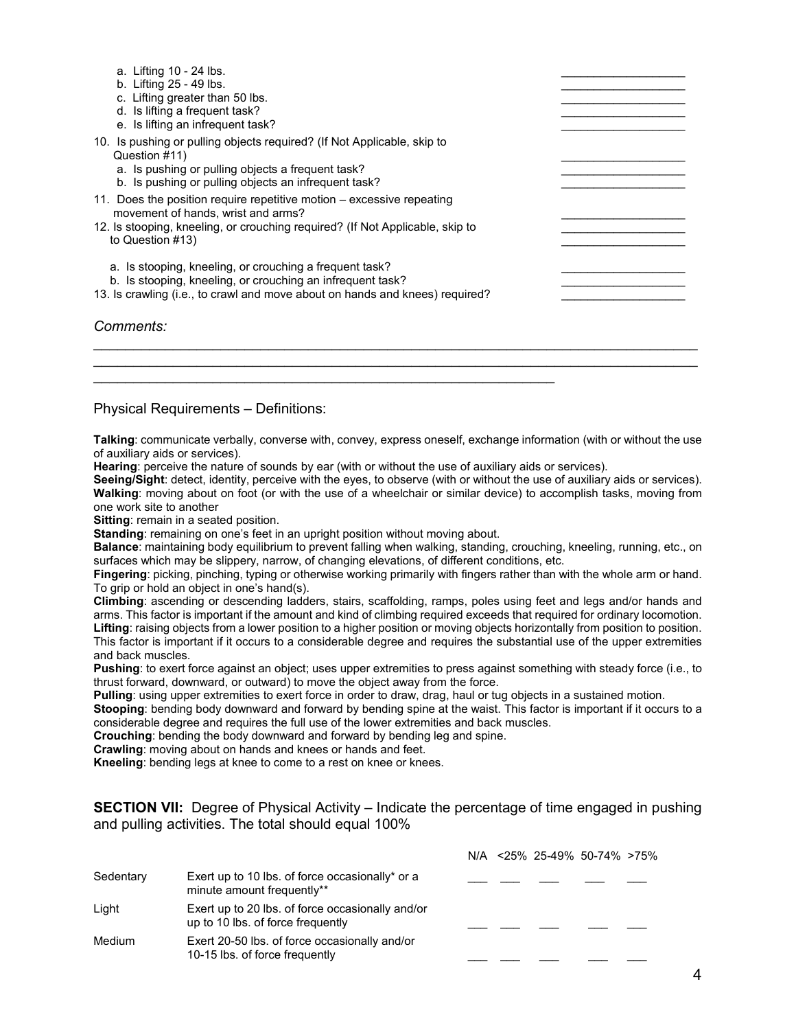a. Lifting 10 - 24 lbs. \_\_\_\_\_\_\_\_\_\_\_\_\_\_\_\_\_\_
b. Lifting 25 - 49 lbs. \_\_\_\_\_\_\_\_\_\_\_\_\_\_\_\_\_\_
c. Lifting greater than 50 lbs. \_\_\_\_\_\_\_\_\_\_\_\_\_\_\_\_\_\_
d. Is lifting a frequent task? \_\_\_\_\_\_\_\_\_\_\_\_\_\_\_\_\_\_
e. Is lifting an infrequent task? \_\_\_\_\_\_\_\_\_\_\_\_\_\_\_\_\_\_

10. Is pushing or pulling objects required? (If Not Applicable, skip to Question #11) \_\_\_\_\_\_\_\_\_\_\_\_\_\_\_\_\_\_
    a. Is pushing or pulling objects a frequent task? \_\_\_\_\_\_\_\_\_\_\_\_\_\_\_\_\_\_
    b. Is pushing or pulling objects an infrequent task? \_\_\_\_\_\_\_\_\_\_\_\_\_\_\_\_\_\_
11. Does the position require repetitive motion – excessive repeating movement of hands, wrist and arms? \_\_\_\_\_\_\_\_\_\_\_\_\_\_\_\_\_\_
12. Is stooping, kneeling, or crouching required? (If Not Applicable, skip to to Question #13) \_\_\_\_\_\_\_\_\_\_\_\_\_\_\_\_\_\_
    a. Is stooping, kneeling, or crouching a frequent task? \_\_\_\_\_\_\_\_\_\_\_\_\_\_\_\_\_\_
    b. Is stooping, kneeling, or crouching an infrequent task? \_\_\_\_\_\_\_\_\_\_\_\_\_\_\_\_\_\_
13. Is crawling (i.e., to crawl and move about on hands and knees) required? \_\_\_\_\_\_\_\_\_\_\_\_\_\_\_\_\_\_

*Comments:*

\_\_\_\_\_\_\_\_\_\_\_\_\_\_\_\_\_\_\_\_\_\_\_\_\_\_\_\_\_\_\_\_\_\_\_\_\_\_\_\_\_\_\_\_\_\_\_\_\_\_\_\_\_\_\_\_\_\_\_\_\_\_\_\_\_\_\_\_\_\_\_\_\_\_\_\_\_\_
\_\_\_\_\_\_\_\_\_\_\_\_\_\_\_\_\_\_\_\_\_\_\_\_\_\_\_\_\_\_\_\_\_\_\_\_\_\_\_\_\_\_\_\_\_\_\_\_\_\_\_\_\_\_\_\_\_\_\_\_\_\_\_\_\_\_\_\_\_\_\_\_\_\_\_\_\_\_
\_\_\_\_\_\_\_\_\_\_\_\_\_\_\_\_\_\_\_\_\_\_\_\_\_\_\_\_\_\_\_\_\_\_\_\_\_\_\_\_\_\_\_\_\_\_\_\_\_\_\_\_\_\_\_\_\_\_\_\_

Physical Requirements – Definitions:

**Talking**: communicate verbally, converse with, convey, express oneself, exchange information (with or without the use of auxiliary aids or services).
**Hearing**: perceive the nature of sounds by ear (with or without the use of auxiliary aids or services).
**Seeing/Sight**: detect, identity, perceive with the eyes, to observe (with or without the use of auxiliary aids or services).
**Walking**: moving about on foot (or with the use of a wheelchair or similar device) to accomplish tasks, moving from one work site to another
**Sitting**: remain in a seated position.
**Standing**: remaining on one's feet in an upright position without moving about.
**Balance**: maintaining body equilibrium to prevent falling when walking, standing, crouching, kneeling, running, etc., on surfaces which may be slippery, narrow, of changing elevations, of different conditions, etc.
**Fingering**: picking, pinching, typing or otherwise working primarily with fingers rather than with the whole arm or hand. To grip or hold an object in one's hand(s).
**Climbing**: ascending or descending ladders, stairs, scaffolding, ramps, poles using feet and legs and/or hands and arms. This factor is important if the amount and kind of climbing required exceeds that required for ordinary locomotion.
**Lifting**: raising objects from a lower position to a higher position or moving objects horizontally from position to position. This factor is important if it occurs to a considerable degree and requires the substantial use of the upper extremities and back muscles.
**Pushing**: to exert force against an object; uses upper extremities to press against something with steady force (i.e., to thrust forward, downward, or outward) to move the object away from the force.
**Pulling**: using upper extremities to exert force in order to draw, drag, haul or tug objects in a sustained motion.
**Stooping**: bending body downward and forward by bending spine at the waist. This factor is important if it occurs to a considerable degree and requires the full use of the lower extremities and back muscles.
**Crouching**: bending the body downward and forward by bending leg and spine.
**Crawling**: moving about on hands and knees or hands and feet.
**Kneeling**: bending legs at knee to come to a rest on knee or knees.

**SECTION VII:** Degree of Physical Activity – Indicate the percentage of time engaged in pushing and pulling activities. The total should equal 100%

| | | N/A | <25% | 25-49% | 50-74% | >75% |
|---|---|---|---|---|---|---|
| Sedentary | Exert up to 10 lbs. of force occasionally* or a minute amount frequently** | \_\_\_ | \_\_\_ | \_\_\_ | \_\_\_ | \_\_\_ |
| Light | Exert up to 20 lbs. of force occasionally and/or up to 10 lbs. of force frequently | \_\_\_ | \_\_\_ | \_\_\_ | \_\_\_ | \_\_\_ |
| Medium | Exert 20-50 lbs. of force occasionally and/or 10-15 lbs. of force frequently | \_\_\_ | \_\_\_ | \_\_\_ | \_\_\_ | \_\_\_ |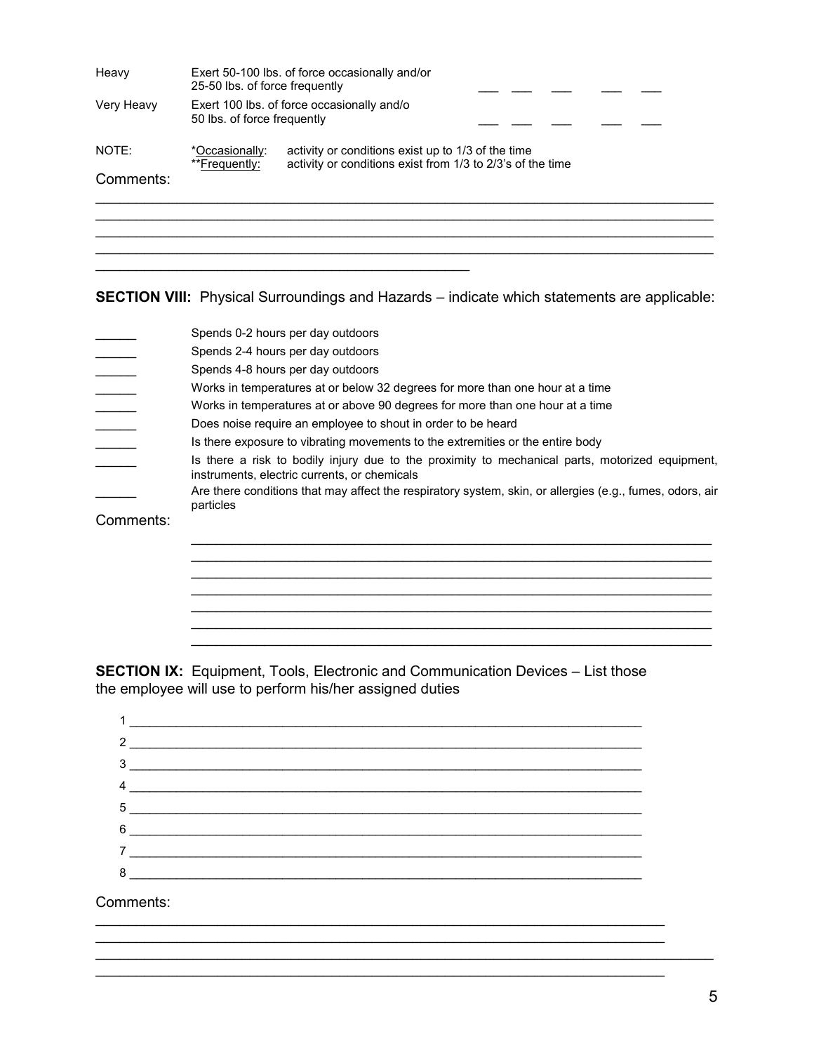| | | | | | | |
|---|---|---|---|---|---|---|
| Heavy | Exert 50-100 lbs. of force occasionally and/or 25-50 lbs. of force frequently | ___ | ___ | ___ | ___ | ___ |
| Very Heavy | Exert 100 lbs. of force occasionally and/o 50 lbs. of force frequently | ___ | ___ | ___ | ___ | ___ |

NOTE: *Occasionally: activity or conditions exist up to 1/3 of the time
**Frequently: activity or conditions exist from 1/3 to 2/3's of the time

Comments:

______________________________________________________________________________
______________________________________________________________________________
______________________________________________________________________________
______________________________________________________________________________
______________________________________________

**SECTION VIII:** Physical Surroundings and Hazards – indicate which statements are applicable:

______ Spends 0-2 hours per day outdoors
______ Spends 2-4 hours per day outdoors
______ Spends 4-8 hours per day outdoors
______ Works in temperatures at or below 32 degrees for more than one hour at a time
______ Works in temperatures at or above 90 degrees for more than one hour at a time
______ Does noise require an employee to shout in order to be heard
______ Is there exposure to vibrating movements to the extremities or the entire body
______ Is there a risk to bodily injury due to the proximity to mechanical parts, motorized equipment, instruments, electric currents, or chemicals
______ Are there conditions that may affect the respiratory system, skin, or allergies (e.g., fumes, odors, air particles

Comments:

______________________________________________________________________________
______________________________________________________________________________
______________________________________________________________________________
______________________________________________________________________________
______________________________________________________________________________
______________________________________________________________________________
______________________________________________________________________________

**SECTION IX:** Equipment, Tools, Electronic and Communication Devices – List those the employee will use to perform his/her assigned duties

1 ______________________________________________________________________
2 ______________________________________________________________________
3 ______________________________________________________________________
4 ______________________________________________________________________
5 ______________________________________________________________________
6 ______________________________________________________________________
7 ______________________________________________________________________
8 ______________________________________________________________________

Comments:

______________________________________________________________________________
______________________________________________________________________________
______________________________________________________________________________
______________________________________________________________________________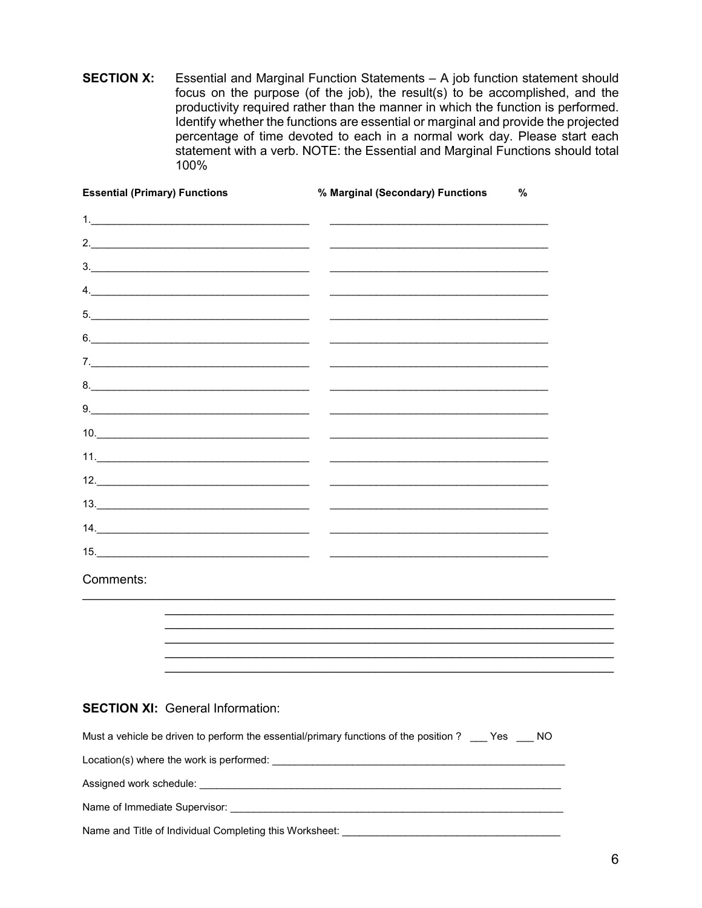**SECTION X:** Essential and Marginal Function Statements – A job function statement should focus on the purpose (of the job), the result(s) to be accomplished, and the productivity required rather than the manner in which the function is performed. Identify whether the functions are essential or marginal and provide the projected percentage of time devoted to each in a normal work day. Please start each statement with a verb. NOTE: the Essential and Marginal Functions should total 100%

| Essential (Primary) Functions | % | Marginal (Secondary) Functions | % |
|---|---|---|---|
| 1.______________________ | | ______________________ | |
| 2.______________________ | | ______________________ | |
| 3.______________________ | | ______________________ | |
| 4.______________________ | | ______________________ | |
| 5.______________________ | | ______________________ | |
| 6.______________________ | | ______________________ | |
| 7.______________________ | | ______________________ | |
| 8.______________________ | | ______________________ | |
| 9.______________________ | | ______________________ | |
| 10.______________________ | | ______________________ | |
| 11.______________________ | | ______________________ | |
| 12.______________________ | | ______________________ | |
| 13.______________________ | | ______________________ | |
| 14.______________________ | | ______________________ | |
| 15.______________________ | | ______________________ | |

Comments: ______________________________________________________________________

______________________________________________________________________

______________________________________________________________________

______________________________________________________________________

______________________________________________________________________

______________________________________________________________________

**SECTION XI:** General Information:

Must a vehicle be driven to perform the essential/primary functions of the position ? ___ Yes ___ NO

Location(s) where the work is performed: ______________________________________________

Assigned work schedule: ______________________________________________

Name of Immediate Supervisor: ______________________________________________

Name and Title of Individual Completing this Worksheet: ______________________________________________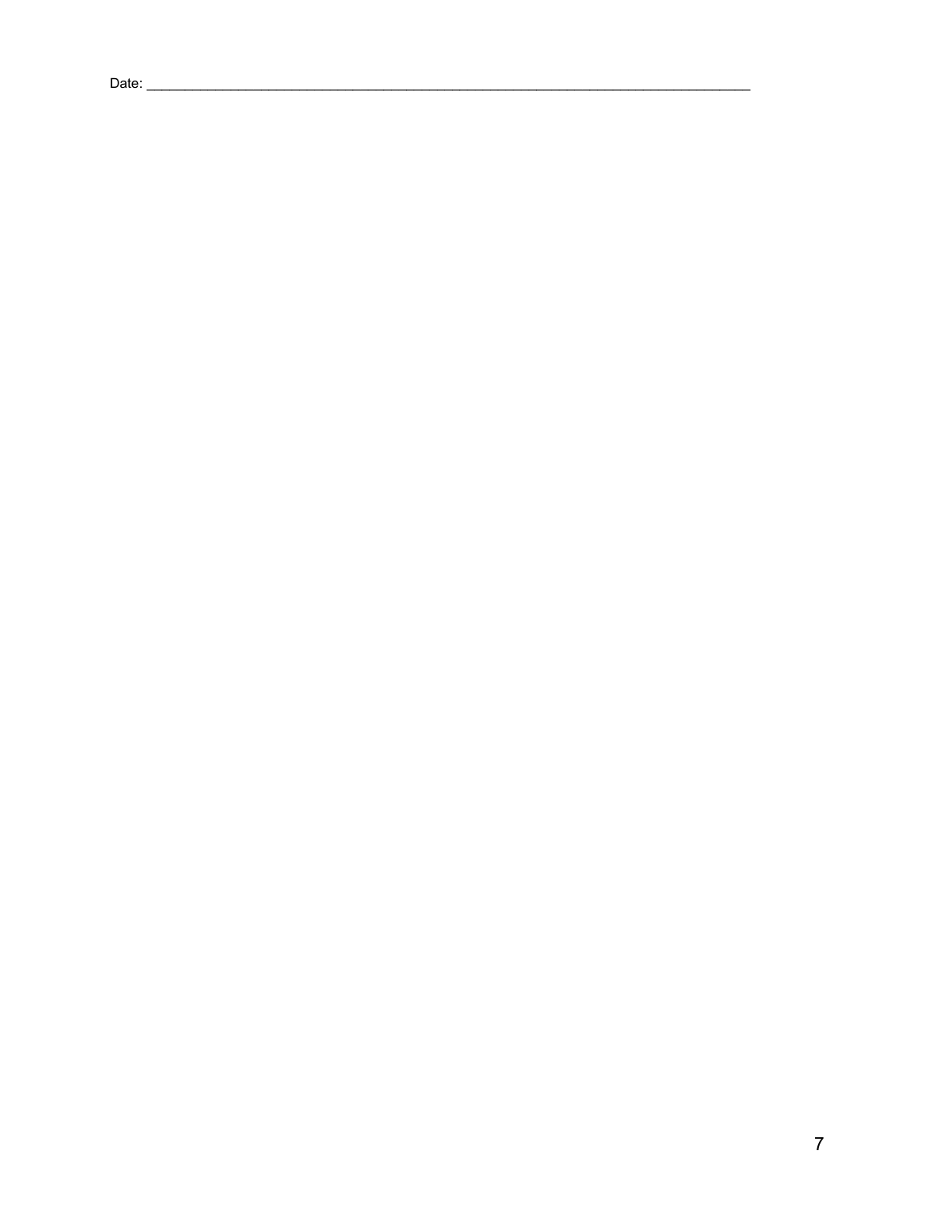Date: ___________________________________________________________________________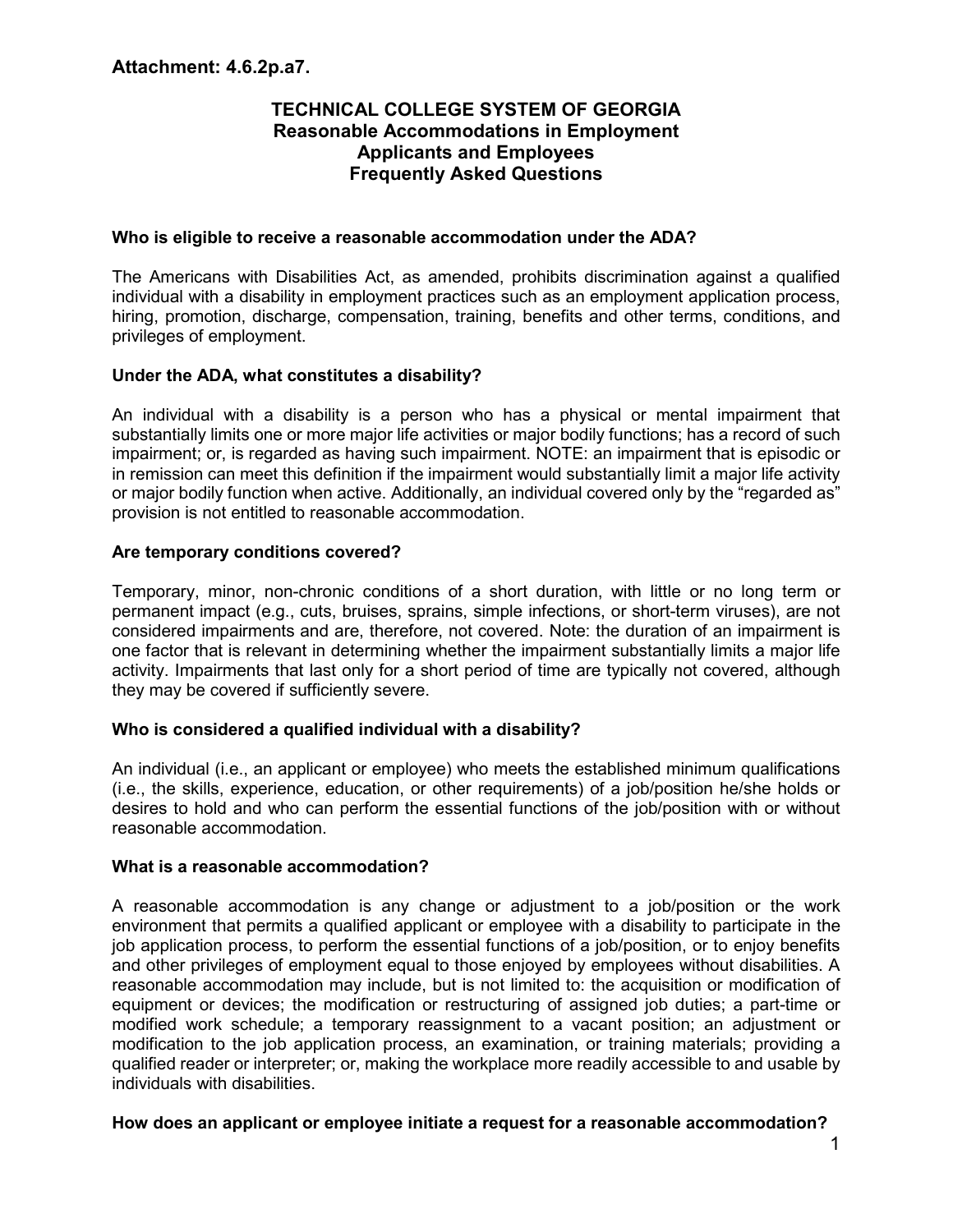**Attachment: 4.6.2p.a7.**

# TECHNICAL COLLEGE SYSTEM OF GEORGIA
## Reasonable Accommodations in Employment
## Applicants and Employees
## Frequently Asked Questions

**Who is eligible to receive a reasonable accommodation under the ADA?**

The Americans with Disabilities Act, as amended, prohibits discrimination against a qualified individual with a disability in employment practices such as an employment application process, hiring, promotion, discharge, compensation, training, benefits and other terms, conditions, and privileges of employment.

**Under the ADA, what constitutes a disability?**

An individual with a disability is a person who has a physical or mental impairment that substantially limits one or more major life activities or major bodily functions; has a record of such impairment; or, is regarded as having such impairment. NOTE: an impairment that is episodic or in remission can meet this definition if the impairment would substantially limit a major life activity or major bodily function when active. Additionally, an individual covered only by the "regarded as" provision is not entitled to reasonable accommodation.

**Are temporary conditions covered?**

Temporary, minor, non-chronic conditions of a short duration, with little or no long term or permanent impact (e.g., cuts, bruises, sprains, simple infections, or short-term viruses), are not considered impairments and are, therefore, not covered. Note: the duration of an impairment is one factor that is relevant in determining whether the impairment substantially limits a major life activity. Impairments that last only for a short period of time are typically not covered, although they may be covered if sufficiently severe.

**Who is considered a qualified individual with a disability?**

An individual (i.e., an applicant or employee) who meets the established minimum qualifications (i.e., the skills, experience, education, or other requirements) of a job/position he/she holds or desires to hold and who can perform the essential functions of the job/position with or without reasonable accommodation.

**What is a reasonable accommodation?**

A reasonable accommodation is any change or adjustment to a job/position or the work environment that permits a qualified applicant or employee with a disability to participate in the job application process, to perform the essential functions of a job/position, or to enjoy benefits and other privileges of employment equal to those enjoyed by employees without disabilities. A reasonable accommodation may include, but is not limited to: the acquisition or modification of equipment or devices; the modification or restructuring of assigned job duties; a part-time or modified work schedule; a temporary reassignment to a vacant position; an adjustment or modification to the job application process, an examination, or training materials; providing a qualified reader or interpreter; or, making the workplace more readily accessible to and usable by individuals with disabilities.

**How does an applicant or employee initiate a request for a reasonable accommodation?**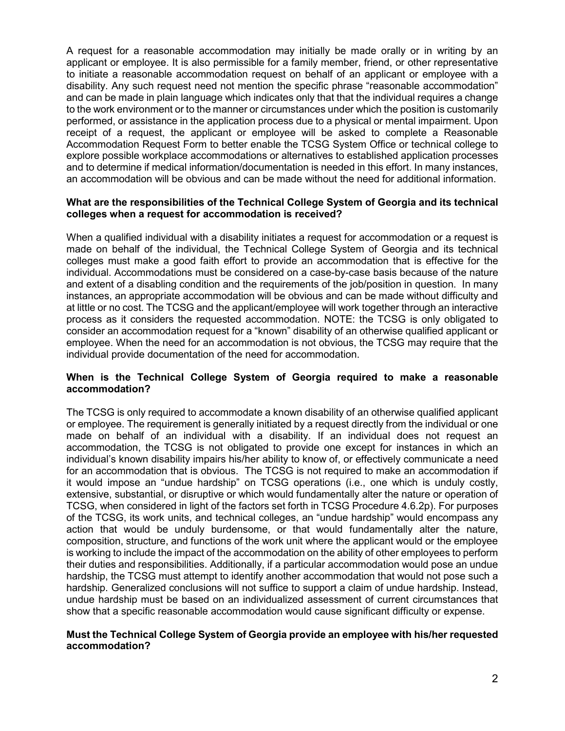A request for a reasonable accommodation may initially be made orally or in writing by an applicant or employee. It is also permissible for a family member, friend, or other representative to initiate a reasonable accommodation request on behalf of an applicant or employee with a disability. Any such request need not mention the specific phrase "reasonable accommodation" and can be made in plain language which indicates only that that the individual requires a change to the work environment or to the manner or circumstances under which the position is customarily performed, or assistance in the application process due to a physical or mental impairment. Upon receipt of a request, the applicant or employee will be asked to complete a Reasonable Accommodation Request Form to better enable the TCSG System Office or technical college to explore possible workplace accommodations or alternatives to established application processes and to determine if medical information/documentation is needed in this effort. In many instances, an accommodation will be obvious and can be made without the need for additional information.

**What are the responsibilities of the Technical College System of Georgia and its technical colleges when a request for accommodation is received?**

When a qualified individual with a disability initiates a request for accommodation or a request is made on behalf of the individual, the Technical College System of Georgia and its technical colleges must make a good faith effort to provide an accommodation that is effective for the individual. Accommodations must be considered on a case-by-case basis because of the nature and extent of a disabling condition and the requirements of the job/position in question. In many instances, an appropriate accommodation will be obvious and can be made without difficulty and at little or no cost. The TCSG and the applicant/employee will work together through an interactive process as it considers the requested accommodation. NOTE: the TCSG is only obligated to consider an accommodation request for a "known" disability of an otherwise qualified applicant or employee. When the need for an accommodation is not obvious, the TCSG may require that the individual provide documentation of the need for accommodation.

**When is the Technical College System of Georgia required to make a reasonable accommodation?**

The TCSG is only required to accommodate a known disability of an otherwise qualified applicant or employee. The requirement is generally initiated by a request directly from the individual or one made on behalf of an individual with a disability. If an individual does not request an accommodation, the TCSG is not obligated to provide one except for instances in which an individual's known disability impairs his/her ability to know of, or effectively communicate a need for an accommodation that is obvious. The TCSG is not required to make an accommodation if it would impose an "undue hardship" on TCSG operations (i.e., one which is unduly costly, extensive, substantial, or disruptive or which would fundamentally alter the nature or operation of TCSG, when considered in light of the factors set forth in TCSG Procedure 4.6.2p). For purposes of the TCSG, its work units, and technical colleges, an "undue hardship" would encompass any action that would be unduly burdensome, or that would fundamentally alter the nature, composition, structure, and functions of the work unit where the applicant would or the employee is working to include the impact of the accommodation on the ability of other employees to perform their duties and responsibilities. Additionally, if a particular accommodation would pose an undue hardship, the TCSG must attempt to identify another accommodation that would not pose such a hardship. Generalized conclusions will not suffice to support a claim of undue hardship. Instead, undue hardship must be based on an individualized assessment of current circumstances that show that a specific reasonable accommodation would cause significant difficulty or expense.

**Must the Technical College System of Georgia provide an employee with his/her requested accommodation?**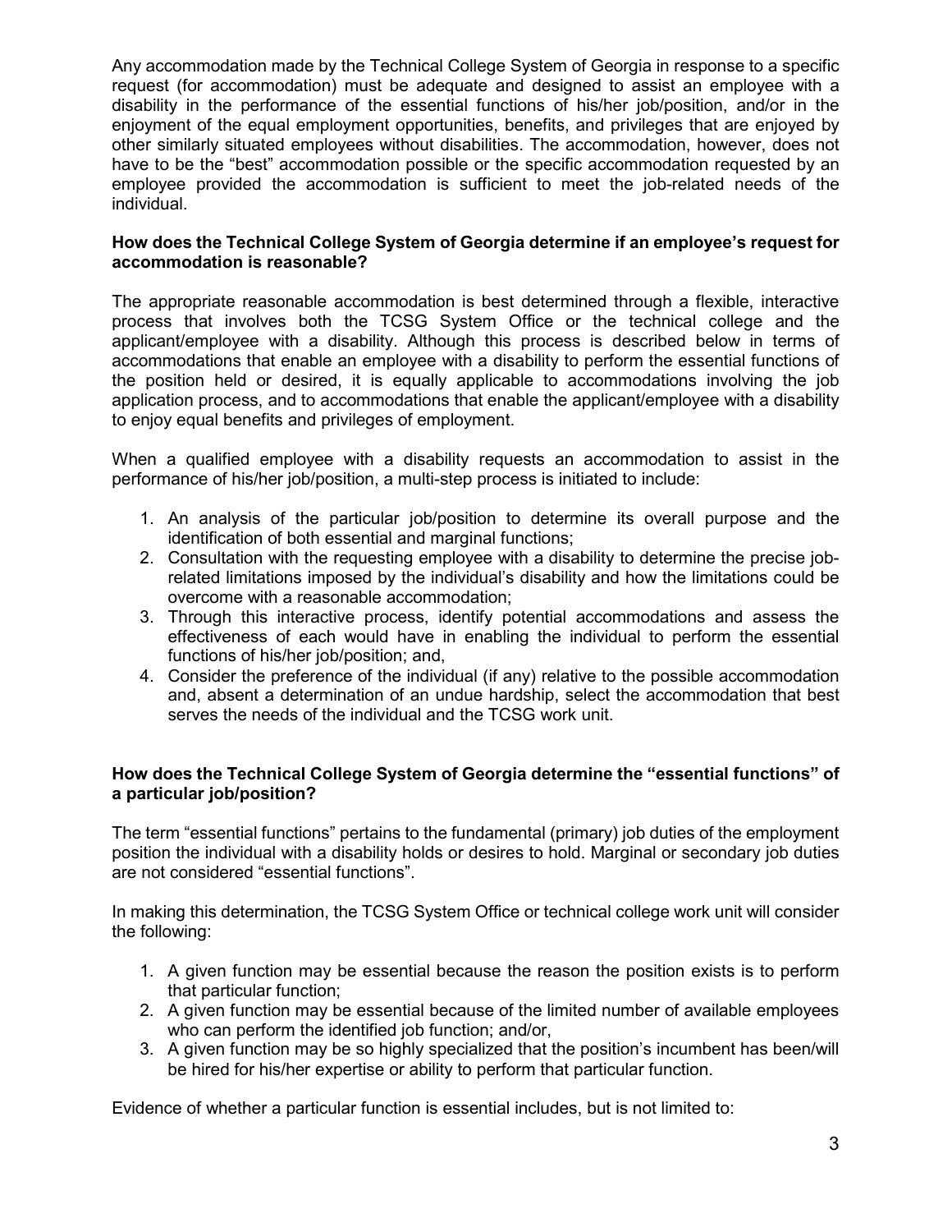Any accommodation made by the Technical College System of Georgia in response to a specific request (for accommodation) must be adequate and designed to assist an employee with a disability in the performance of the essential functions of his/her job/position, and/or in the enjoyment of the equal employment opportunities, benefits, and privileges that are enjoyed by other similarly situated employees without disabilities. The accommodation, however, does not have to be the "best" accommodation possible or the specific accommodation requested by an employee provided the accommodation is sufficient to meet the job-related needs of the individual.

**How does the Technical College System of Georgia determine if an employee's request for accommodation is reasonable?**

The appropriate reasonable accommodation is best determined through a flexible, interactive process that involves both the TCSG System Office or the technical college and the applicant/employee with a disability. Although this process is described below in terms of accommodations that enable an employee with a disability to perform the essential functions of the position held or desired, it is equally applicable to accommodations involving the job application process, and to accommodations that enable the applicant/employee with a disability to enjoy equal benefits and privileges of employment.

When a qualified employee with a disability requests an accommodation to assist in the performance of his/her job/position, a multi-step process is initiated to include:

1. An analysis of the particular job/position to determine its overall purpose and the identification of both essential and marginal functions;
2. Consultation with the requesting employee with a disability to determine the precise job-related limitations imposed by the individual's disability and how the limitations could be overcome with a reasonable accommodation;
3. Through this interactive process, identify potential accommodations and assess the effectiveness of each would have in enabling the individual to perform the essential functions of his/her job/position; and,
4. Consider the preference of the individual (if any) relative to the possible accommodation and, absent a determination of an undue hardship, select the accommodation that best serves the needs of the individual and the TCSG work unit.

**How does the Technical College System of Georgia determine the "essential functions" of a particular job/position?**

The term "essential functions" pertains to the fundamental (primary) job duties of the employment position the individual with a disability holds or desires to hold. Marginal or secondary job duties are not considered "essential functions".

In making this determination, the TCSG System Office or technical college work unit will consider the following:

1. A given function may be essential because the reason the position exists is to perform that particular function;
2. A given function may be essential because of the limited number of available employees who can perform the identified job function; and/or,
3. A given function may be so highly specialized that the position's incumbent has been/will be hired for his/her expertise or ability to perform that particular function.

Evidence of whether a particular function is essential includes, but is not limited to: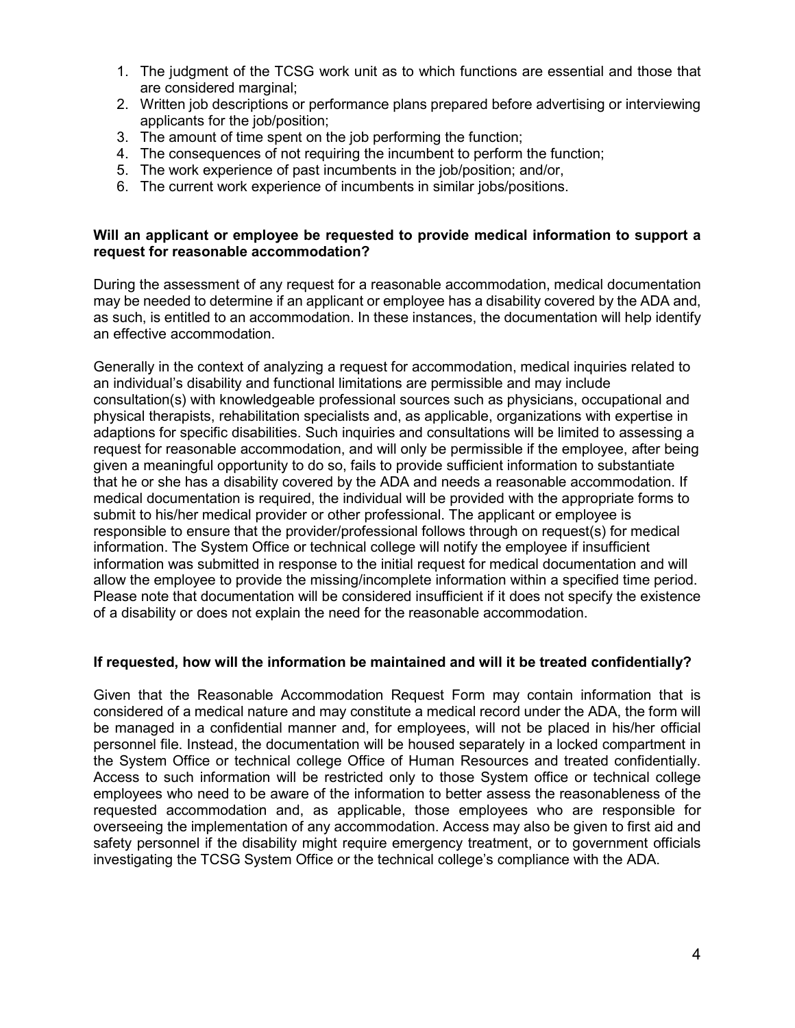1. The judgment of the TCSG work unit as to which functions are essential and those that are considered marginal;
2. Written job descriptions or performance plans prepared before advertising or interviewing applicants for the job/position;
3. The amount of time spent on the job performing the function;
4. The consequences of not requiring the incumbent to perform the function;
5. The work experience of past incumbents in the job/position; and/or,
6. The current work experience of incumbents in similar jobs/positions.

**Will an applicant or employee be requested to provide medical information to support a request for reasonable accommodation?**

During the assessment of any request for a reasonable accommodation, medical documentation may be needed to determine if an applicant or employee has a disability covered by the ADA and, as such, is entitled to an accommodation. In these instances, the documentation will help identify an effective accommodation.

Generally in the context of analyzing a request for accommodation, medical inquiries related to an individual's disability and functional limitations are permissible and may include consultation(s) with knowledgeable professional sources such as physicians, occupational and physical therapists, rehabilitation specialists and, as applicable, organizations with expertise in adaptions for specific disabilities. Such inquiries and consultations will be limited to assessing a request for reasonable accommodation, and will only be permissible if the employee, after being given a meaningful opportunity to do so, fails to provide sufficient information to substantiate that he or she has a disability covered by the ADA and needs a reasonable accommodation. If medical documentation is required, the individual will be provided with the appropriate forms to submit to his/her medical provider or other professional. The applicant or employee is responsible to ensure that the provider/professional follows through on request(s) for medical information. The System Office or technical college will notify the employee if insufficient information was submitted in response to the initial request for medical documentation and will allow the employee to provide the missing/incomplete information within a specified time period. Please note that documentation will be considered insufficient if it does not specify the existence of a disability or does not explain the need for the reasonable accommodation.

**If requested, how will the information be maintained and will it be treated confidentially?**

Given that the Reasonable Accommodation Request Form may contain information that is considered of a medical nature and may constitute a medical record under the ADA, the form will be managed in a confidential manner and, for employees, will not be placed in his/her official personnel file. Instead, the documentation will be housed separately in a locked compartment in the System Office or technical college Office of Human Resources and treated confidentially. Access to such information will be restricted only to those System office or technical college employees who need to be aware of the information to better assess the reasonableness of the requested accommodation and, as applicable, those employees who are responsible for overseeing the implementation of any accommodation. Access may also be given to first aid and safety personnel if the disability might require emergency treatment, or to government officials investigating the TCSG System Office or the technical college's compliance with the ADA.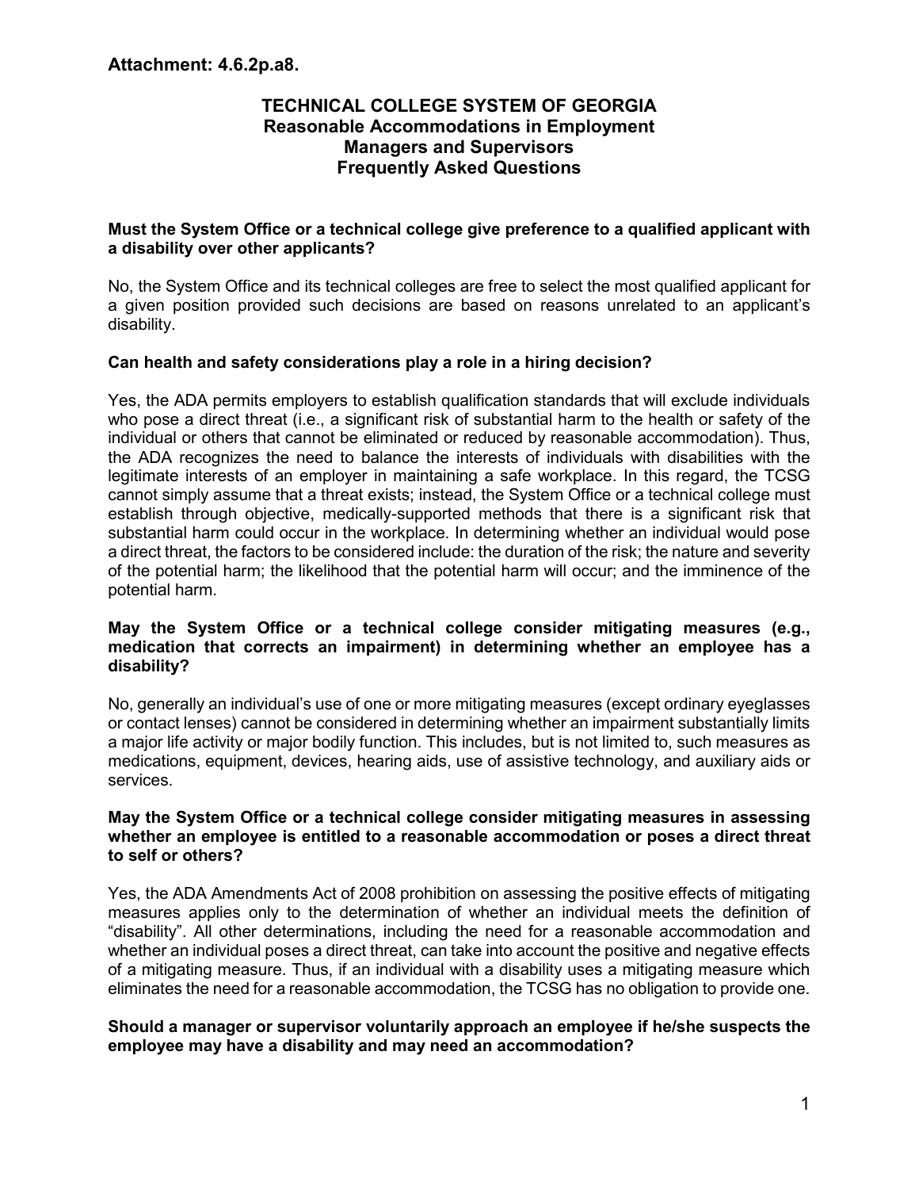**Attachment: 4.6.2p.a8.**

# TECHNICAL COLLEGE SYSTEM OF GEORGIA
## Reasonable Accommodations in Employment
## Managers and Supervisors
## Frequently Asked Questions

**Must the System Office or a technical college give preference to a qualified applicant with a disability over other applicants?**

No, the System Office and its technical colleges are free to select the most qualified applicant for a given position provided such decisions are based on reasons unrelated to an applicant's disability.

**Can health and safety considerations play a role in a hiring decision?**

Yes, the ADA permits employers to establish qualification standards that will exclude individuals who pose a direct threat (i.e., a significant risk of substantial harm to the health or safety of the individual or others that cannot be eliminated or reduced by reasonable accommodation). Thus, the ADA recognizes the need to balance the interests of individuals with disabilities with the legitimate interests of an employer in maintaining a safe workplace. In this regard, the TCSG cannot simply assume that a threat exists; instead, the System Office or a technical college must establish through objective, medically-supported methods that there is a significant risk that substantial harm could occur in the workplace. In determining whether an individual would pose a direct threat, the factors to be considered include: the duration of the risk; the nature and severity of the potential harm; the likelihood that the potential harm will occur; and the imminence of the potential harm.

**May the System Office or a technical college consider mitigating measures (e.g., medication that corrects an impairment) in determining whether an employee has a disability?**

No, generally an individual's use of one or more mitigating measures (except ordinary eyeglasses or contact lenses) cannot be considered in determining whether an impairment substantially limits a major life activity or major bodily function. This includes, but is not limited to, such measures as medications, equipment, devices, hearing aids, use of assistive technology, and auxiliary aids or services.

**May the System Office or a technical college consider mitigating measures in assessing whether an employee is entitled to a reasonable accommodation or poses a direct threat to self or others?**

Yes, the ADA Amendments Act of 2008 prohibition on assessing the positive effects of mitigating measures applies only to the determination of whether an individual meets the definition of "disability". All other determinations, including the need for a reasonable accommodation and whether an individual poses a direct threat, can take into account the positive and negative effects of a mitigating measure. Thus, if an individual with a disability uses a mitigating measure which eliminates the need for a reasonable accommodation, the TCSG has no obligation to provide one.

**Should a manager or supervisor voluntarily approach an employee if he/she suspects the employee may have a disability and may need an accommodation?**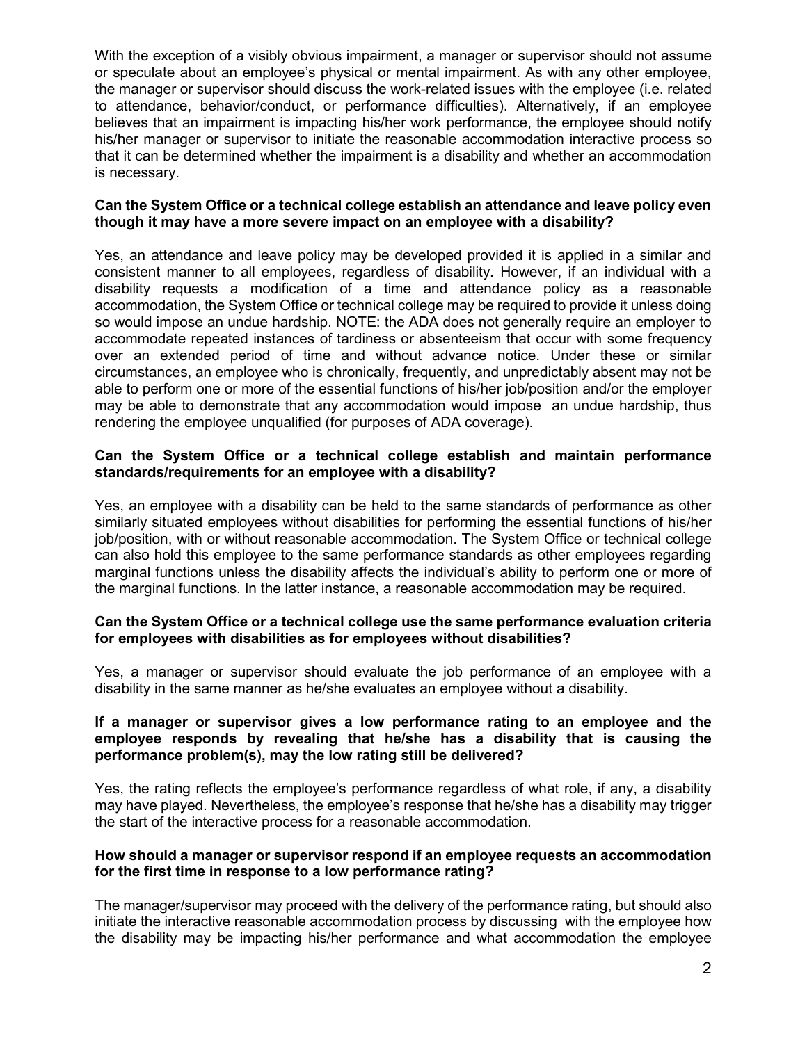With the exception of a visibly obvious impairment, a manager or supervisor should not assume or speculate about an employee's physical or mental impairment. As with any other employee, the manager or supervisor should discuss the work-related issues with the employee (i.e. related to attendance, behavior/conduct, or performance difficulties). Alternatively, if an employee believes that an impairment is impacting his/her work performance, the employee should notify his/her manager or supervisor to initiate the reasonable accommodation interactive process so that it can be determined whether the impairment is a disability and whether an accommodation is necessary.

**Can the System Office or a technical college establish an attendance and leave policy even though it may have a more severe impact on an employee with a disability?**

Yes, an attendance and leave policy may be developed provided it is applied in a similar and consistent manner to all employees, regardless of disability. However, if an individual with a disability requests a modification of a time and attendance policy as a reasonable accommodation, the System Office or technical college may be required to provide it unless doing so would impose an undue hardship. NOTE: the ADA does not generally require an employer to accommodate repeated instances of tardiness or absenteeism that occur with some frequency over an extended period of time and without advance notice. Under these or similar circumstances, an employee who is chronically, frequently, and unpredictably absent may not be able to perform one or more of the essential functions of his/her job/position and/or the employer may be able to demonstrate that any accommodation would impose an undue hardship, thus rendering the employee unqualified (for purposes of ADA coverage).

**Can the System Office or a technical college establish and maintain performance standards/requirements for an employee with a disability?**

Yes, an employee with a disability can be held to the same standards of performance as other similarly situated employees without disabilities for performing the essential functions of his/her job/position, with or without reasonable accommodation. The System Office or technical college can also hold this employee to the same performance standards as other employees regarding marginal functions unless the disability affects the individual's ability to perform one or more of the marginal functions. In the latter instance, a reasonable accommodation may be required.

**Can the System Office or a technical college use the same performance evaluation criteria for employees with disabilities as for employees without disabilities?**

Yes, a manager or supervisor should evaluate the job performance of an employee with a disability in the same manner as he/she evaluates an employee without a disability.

**If a manager or supervisor gives a low performance rating to an employee and the employee responds by revealing that he/she has a disability that is causing the performance problem(s), may the low rating still be delivered?**

Yes, the rating reflects the employee's performance regardless of what role, if any, a disability may have played. Nevertheless, the employee's response that he/she has a disability may trigger the start of the interactive process for a reasonable accommodation.

**How should a manager or supervisor respond if an employee requests an accommodation for the first time in response to a low performance rating?**

The manager/supervisor may proceed with the delivery of the performance rating, but should also initiate the interactive reasonable accommodation process by discussing with the employee how the disability may be impacting his/her performance and what accommodation the employee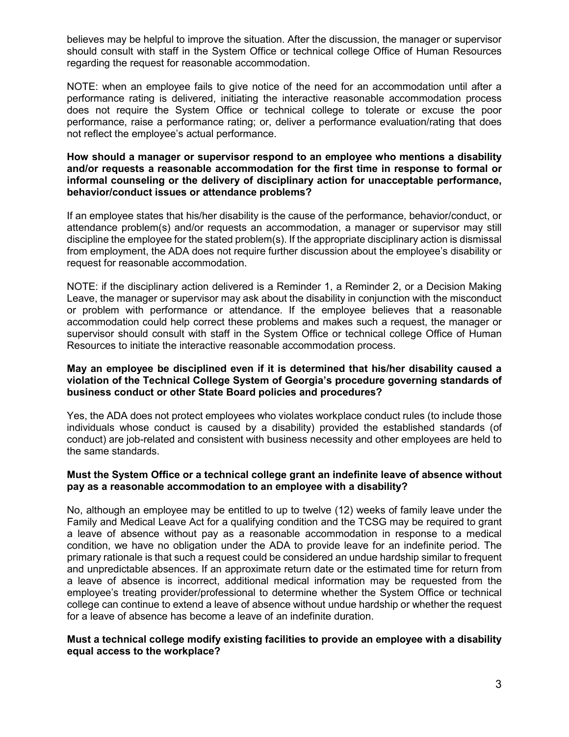believes may be helpful to improve the situation. After the discussion, the manager or supervisor should consult with staff in the System Office or technical college Office of Human Resources regarding the request for reasonable accommodation.

NOTE: when an employee fails to give notice of the need for an accommodation until after a performance rating is delivered, initiating the interactive reasonable accommodation process does not require the System Office or technical college to tolerate or excuse the poor performance, raise a performance rating; or, deliver a performance evaluation/rating that does not reflect the employee's actual performance.

**How should a manager or supervisor respond to an employee who mentions a disability and/or requests a reasonable accommodation for the first time in response to formal or informal counseling or the delivery of disciplinary action for unacceptable performance, behavior/conduct issues or attendance problems?**

If an employee states that his/her disability is the cause of the performance, behavior/conduct, or attendance problem(s) and/or requests an accommodation, a manager or supervisor may still discipline the employee for the stated problem(s). If the appropriate disciplinary action is dismissal from employment, the ADA does not require further discussion about the employee's disability or request for reasonable accommodation.

NOTE: if the disciplinary action delivered is a Reminder 1, a Reminder 2, or a Decision Making Leave, the manager or supervisor may ask about the disability in conjunction with the misconduct or problem with performance or attendance. If the employee believes that a reasonable accommodation could help correct these problems and makes such a request, the manager or supervisor should consult with staff in the System Office or technical college Office of Human Resources to initiate the interactive reasonable accommodation process.

**May an employee be disciplined even if it is determined that his/her disability caused a violation of the Technical College System of Georgia's procedure governing standards of business conduct or other State Board policies and procedures?**

Yes, the ADA does not protect employees who violates workplace conduct rules (to include those individuals whose conduct is caused by a disability) provided the established standards (of conduct) are job-related and consistent with business necessity and other employees are held to the same standards.

**Must the System Office or a technical college grant an indefinite leave of absence without pay as a reasonable accommodation to an employee with a disability?**

No, although an employee may be entitled to up to twelve (12) weeks of family leave under the Family and Medical Leave Act for a qualifying condition and the TCSG may be required to grant a leave of absence without pay as a reasonable accommodation in response to a medical condition, we have no obligation under the ADA to provide leave for an indefinite period. The primary rationale is that such a request could be considered an undue hardship similar to frequent and unpredictable absences. If an approximate return date or the estimated time for return from a leave of absence is incorrect, additional medical information may be requested from the employee's treating provider/professional to determine whether the System Office or technical college can continue to extend a leave of absence without undue hardship or whether the request for a leave of absence has become a leave of an indefinite duration.

**Must a technical college modify existing facilities to provide an employee with a disability equal access to the workplace?**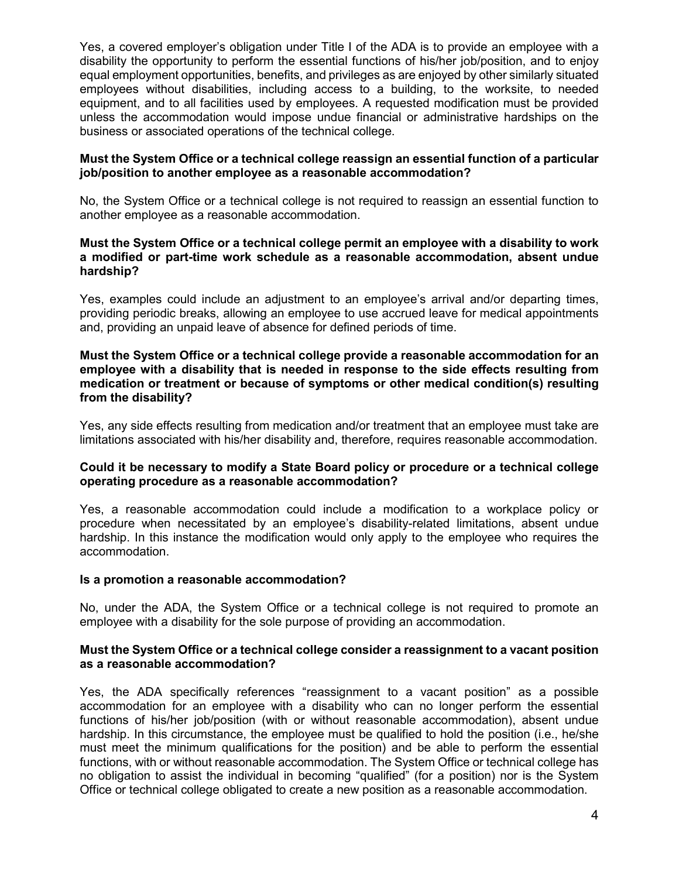Yes, a covered employer's obligation under Title I of the ADA is to provide an employee with a disability the opportunity to perform the essential functions of his/her job/position, and to enjoy equal employment opportunities, benefits, and privileges as are enjoyed by other similarly situated employees without disabilities, including access to a building, to the worksite, to needed equipment, and to all facilities used by employees. A requested modification must be provided unless the accommodation would impose undue financial or administrative hardships on the business or associated operations of the technical college.

**Must the System Office or a technical college reassign an essential function of a particular job/position to another employee as a reasonable accommodation?**

No, the System Office or a technical college is not required to reassign an essential function to another employee as a reasonable accommodation.

**Must the System Office or a technical college permit an employee with a disability to work a modified or part-time work schedule as a reasonable accommodation, absent undue hardship?**

Yes, examples could include an adjustment to an employee's arrival and/or departing times, providing periodic breaks, allowing an employee to use accrued leave for medical appointments and, providing an unpaid leave of absence for defined periods of time.

**Must the System Office or a technical college provide a reasonable accommodation for an employee with a disability that is needed in response to the side effects resulting from medication or treatment or because of symptoms or other medical condition(s) resulting from the disability?**

Yes, any side effects resulting from medication and/or treatment that an employee must take are limitations associated with his/her disability and, therefore, requires reasonable accommodation.

**Could it be necessary to modify a State Board policy or procedure or a technical college operating procedure as a reasonable accommodation?**

Yes, a reasonable accommodation could include a modification to a workplace policy or procedure when necessitated by an employee's disability-related limitations, absent undue hardship. In this instance the modification would only apply to the employee who requires the accommodation.

**Is a promotion a reasonable accommodation?**

No, under the ADA, the System Office or a technical college is not required to promote an employee with a disability for the sole purpose of providing an accommodation.

**Must the System Office or a technical college consider a reassignment to a vacant position as a reasonable accommodation?**

Yes, the ADA specifically references "reassignment to a vacant position" as a possible accommodation for an employee with a disability who can no longer perform the essential functions of his/her job/position (with or without reasonable accommodation), absent undue hardship. In this circumstance, the employee must be qualified to hold the position (i.e., he/she must meet the minimum qualifications for the position) and be able to perform the essential functions, with or without reasonable accommodation. The System Office or technical college has no obligation to assist the individual in becoming "qualified" (for a position) nor is the System Office or technical college obligated to create a new position as a reasonable accommodation.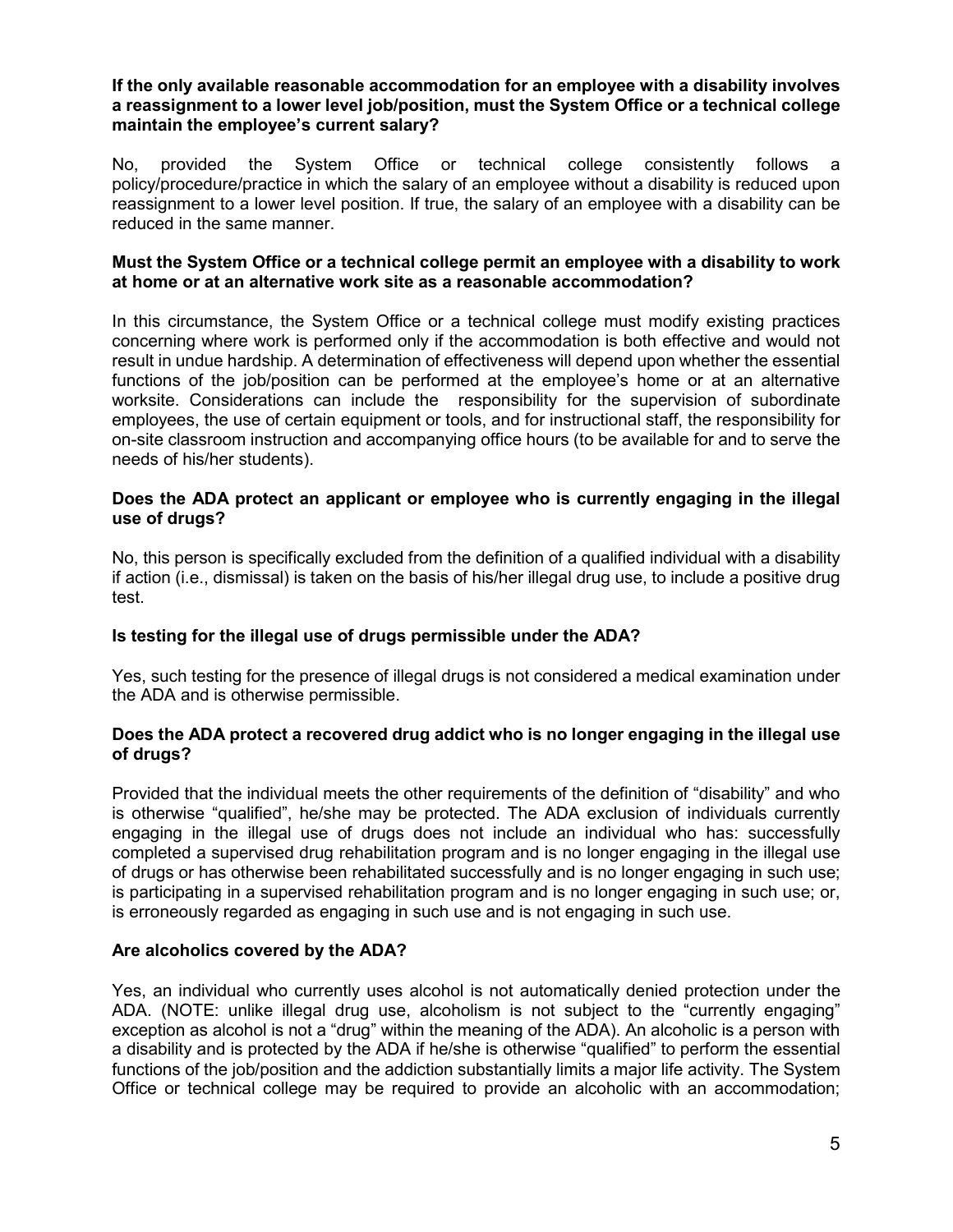**If the only available reasonable accommodation for an employee with a disability involves a reassignment to a lower level job/position, must the System Office or a technical college maintain the employee's current salary?**

No, provided the System Office or technical college consistently follows a policy/procedure/practice in which the salary of an employee without a disability is reduced upon reassignment to a lower level position. If true, the salary of an employee with a disability can be reduced in the same manner.

**Must the System Office or a technical college permit an employee with a disability to work at home or at an alternative work site as a reasonable accommodation?**

In this circumstance, the System Office or a technical college must modify existing practices concerning where work is performed only if the accommodation is both effective and would not result in undue hardship. A determination of effectiveness will depend upon whether the essential functions of the job/position can be performed at the employee's home or at an alternative worksite. Considerations can include the responsibility for the supervision of subordinate employees, the use of certain equipment or tools, and for instructional staff, the responsibility for on-site classroom instruction and accompanying office hours (to be available for and to serve the needs of his/her students).

**Does the ADA protect an applicant or employee who is currently engaging in the illegal use of drugs?**

No, this person is specifically excluded from the definition of a qualified individual with a disability if action (i.e., dismissal) is taken on the basis of his/her illegal drug use, to include a positive drug test.

**Is testing for the illegal use of drugs permissible under the ADA?**

Yes, such testing for the presence of illegal drugs is not considered a medical examination under the ADA and is otherwise permissible.

**Does the ADA protect a recovered drug addict who is no longer engaging in the illegal use of drugs?**

Provided that the individual meets the other requirements of the definition of "disability" and who is otherwise "qualified", he/she may be protected. The ADA exclusion of individuals currently engaging in the illegal use of drugs does not include an individual who has: successfully completed a supervised drug rehabilitation program and is no longer engaging in the illegal use of drugs or has otherwise been rehabilitated successfully and is no longer engaging in such use; is participating in a supervised rehabilitation program and is no longer engaging in such use; or, is erroneously regarded as engaging in such use and is not engaging in such use.

**Are alcoholics covered by the ADA?**

Yes, an individual who currently uses alcohol is not automatically denied protection under the ADA. (NOTE: unlike illegal drug use, alcoholism is not subject to the "currently engaging" exception as alcohol is not a "drug" within the meaning of the ADA). An alcoholic is a person with a disability and is protected by the ADA if he/she is otherwise "qualified" to perform the essential functions of the job/position and the addiction substantially limits a major life activity. The System Office or technical college may be required to provide an alcoholic with an accommodation;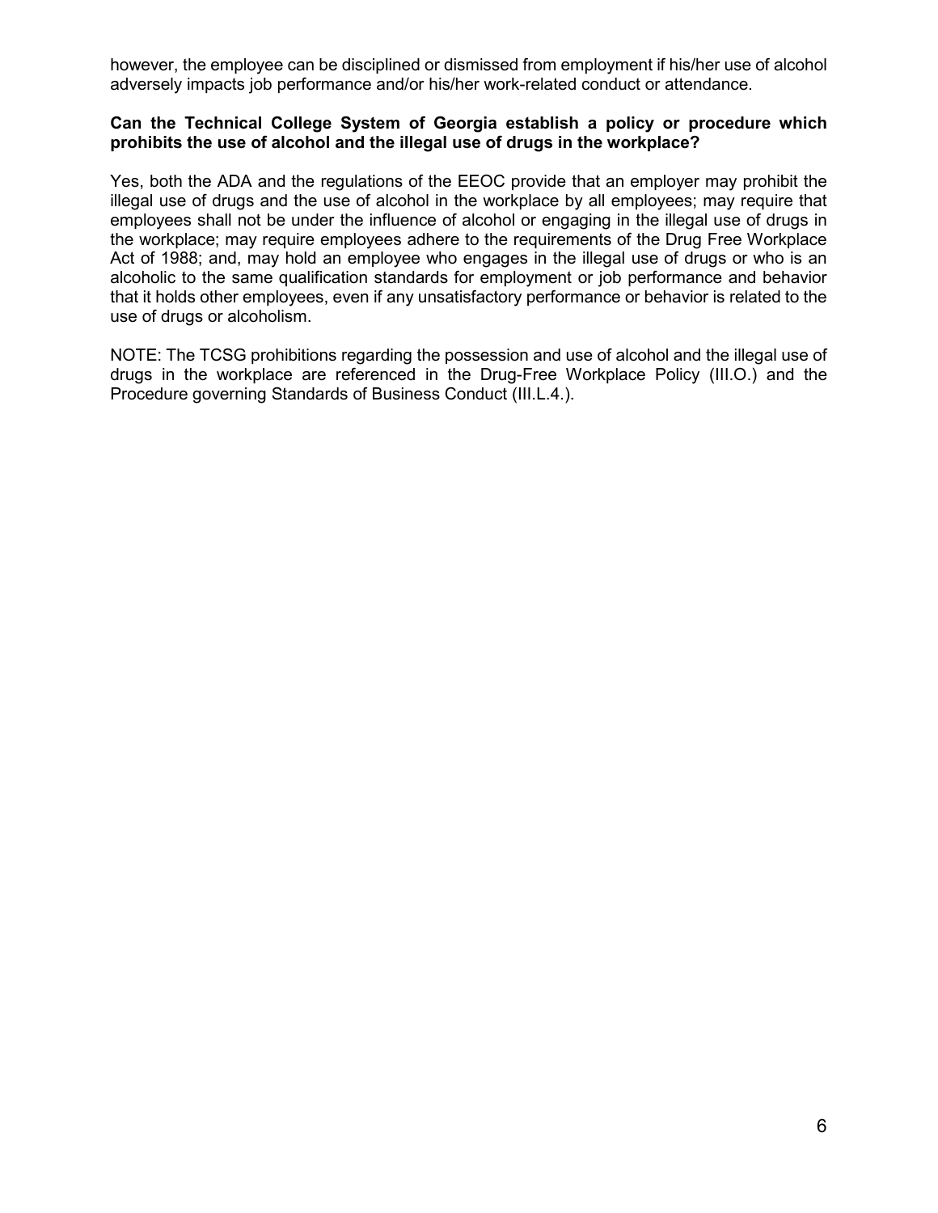however, the employee can be disciplined or dismissed from employment if his/her use of alcohol adversely impacts job performance and/or his/her work-related conduct or attendance.

**Can the Technical College System of Georgia establish a policy or procedure which prohibits the use of alcohol and the illegal use of drugs in the workplace?**

Yes, both the ADA and the regulations of the EEOC provide that an employer may prohibit the illegal use of drugs and the use of alcohol in the workplace by all employees; may require that employees shall not be under the influence of alcohol or engaging in the illegal use of drugs in the workplace; may require employees adhere to the requirements of the Drug Free Workplace Act of 1988; and, may hold an employee who engages in the illegal use of drugs or who is an alcoholic to the same qualification standards for employment or job performance and behavior that it holds other employees, even if any unsatisfactory performance or behavior is related to the use of drugs or alcoholism.

NOTE: The TCSG prohibitions regarding the possession and use of alcohol and the illegal use of drugs in the workplace are referenced in the Drug-Free Workplace Policy (III.O.) and the Procedure governing Standards of Business Conduct (III.L.4.).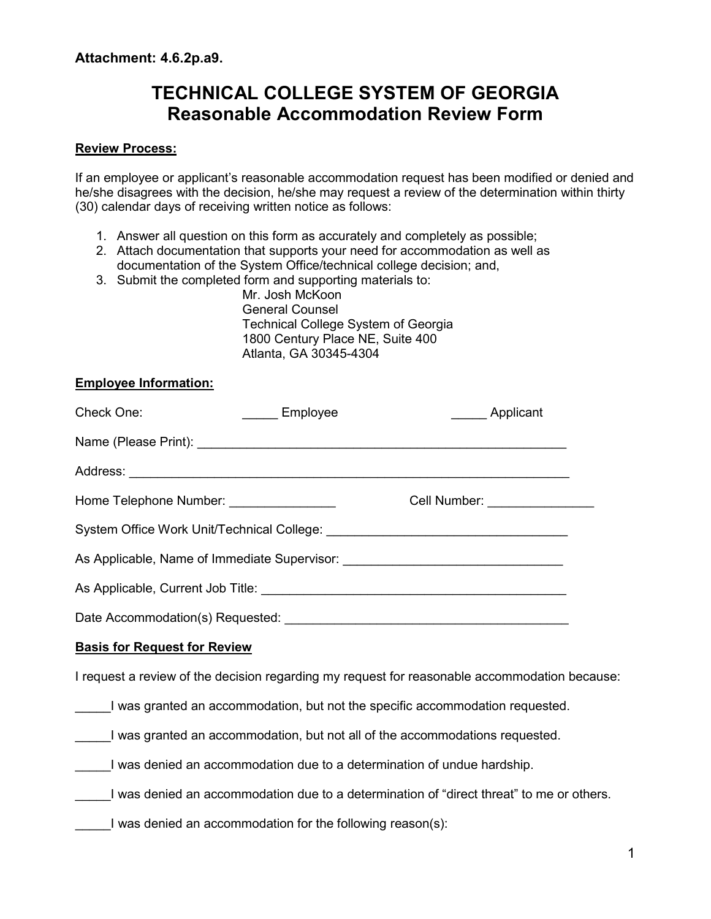**Attachment: 4.6.2p.a9.**

# TECHNICAL COLLEGE SYSTEM OF GEORGIA
# Reasonable Accommodation Review Form

**Review Process:**

If an employee or applicant's reasonable accommodation request has been modified or denied and he/she disagrees with the decision, he/she may request a review of the determination within thirty (30) calendar days of receiving written notice as follows:

1. Answer all question on this form as accurately and completely as possible;
2. Attach documentation that supports your need for accommodation as well as documentation of the System Office/technical college decision; and,
3. Submit the completed form and supporting materials to:

   Mr. Josh McKoon
   General Counsel
   Technical College System of Georgia
   1800 Century Place NE, Suite 400
   Atlanta, GA 30345-4304

**Employee Information:**

Check One: _____ Employee _____ Applicant

Name (Please Print): ______________________________________________________

Address: _________________________________________________________________

Home Telephone Number: _______________ Cell Number: _______________

System Office Work Unit/Technical College: ___________________________________

As Applicable, Name of Immediate Supervisor: _______________________________

As Applicable, Current Job Title: ___________________________________________

Date Accommodation(s) Requested: _________________________________________

**Basis for Request for Review**

I request a review of the decision regarding my request for reasonable accommodation because:

_____I was granted an accommodation, but not the specific accommodation requested.

_____I was granted an accommodation, but not all of the accommodations requested.

_____I was denied an accommodation due to a determination of undue hardship.

_____I was denied an accommodation due to a determination of "direct threat" to me or others.

_____I was denied an accommodation for the following reason(s):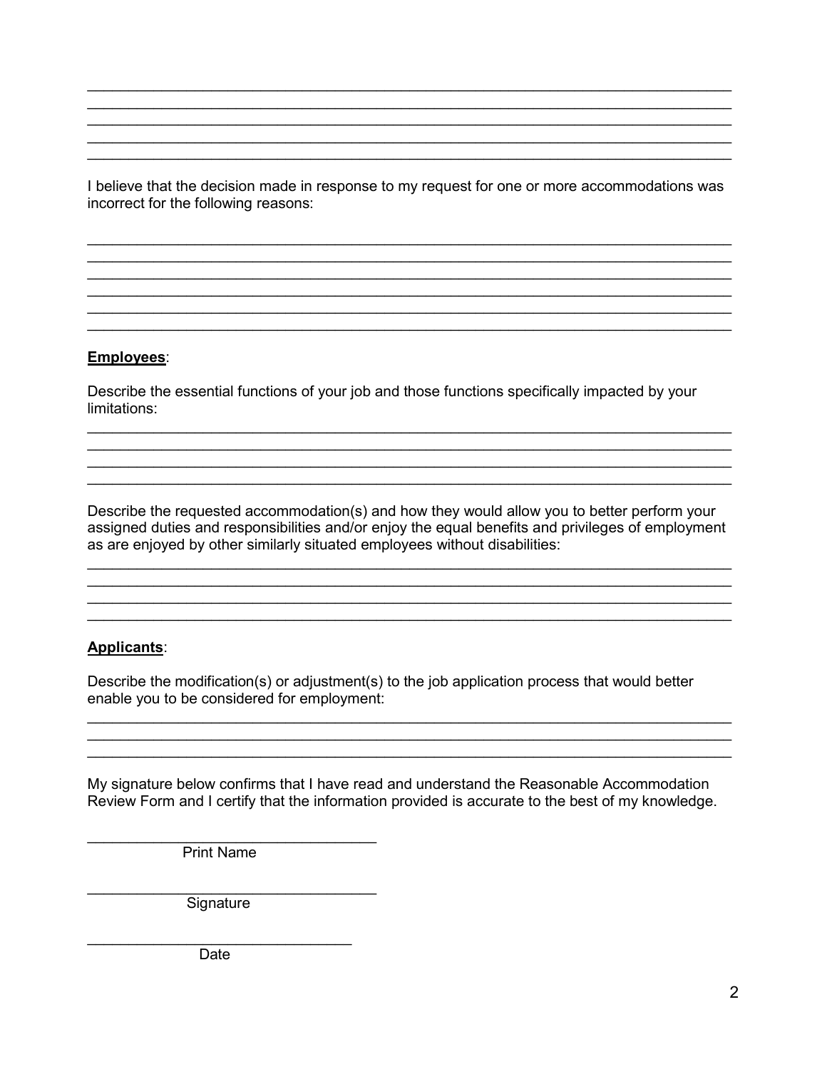_______________________________________________________________________________
_______________________________________________________________________________
_______________________________________________________________________________
_______________________________________________________________________________
_______________________________________________________________________________

I believe that the decision made in response to my request for one or more accommodations was incorrect for the following reasons:

_______________________________________________________________________________
_______________________________________________________________________________
_______________________________________________________________________________
_______________________________________________________________________________
_______________________________________________________________________________
_______________________________________________________________________________

**Employees**:

Describe the essential functions of your job and those functions specifically impacted by your limitations:

_______________________________________________________________________________
_______________________________________________________________________________
_______________________________________________________________________________
_______________________________________________________________________________

Describe the requested accommodation(s) and how they would allow you to better perform your assigned duties and responsibilities and/or enjoy the equal benefits and privileges of employment as are enjoyed by other similarly situated employees without disabilities:

_______________________________________________________________________________
_______________________________________________________________________________
_______________________________________________________________________________
_______________________________________________________________________________

**Applicants**:

Describe the modification(s) or adjustment(s) to the job application process that would better enable you to be considered for employment:

_______________________________________________________________________________
_______________________________________________________________________________
_______________________________________________________________________________

My signature below confirms that I have read and understand the Reasonable Accommodation Review Form and I certify that the information provided is accurate to the best of my knowledge.

___________________________________
Print Name

___________________________________
Signature

________________________________
Date